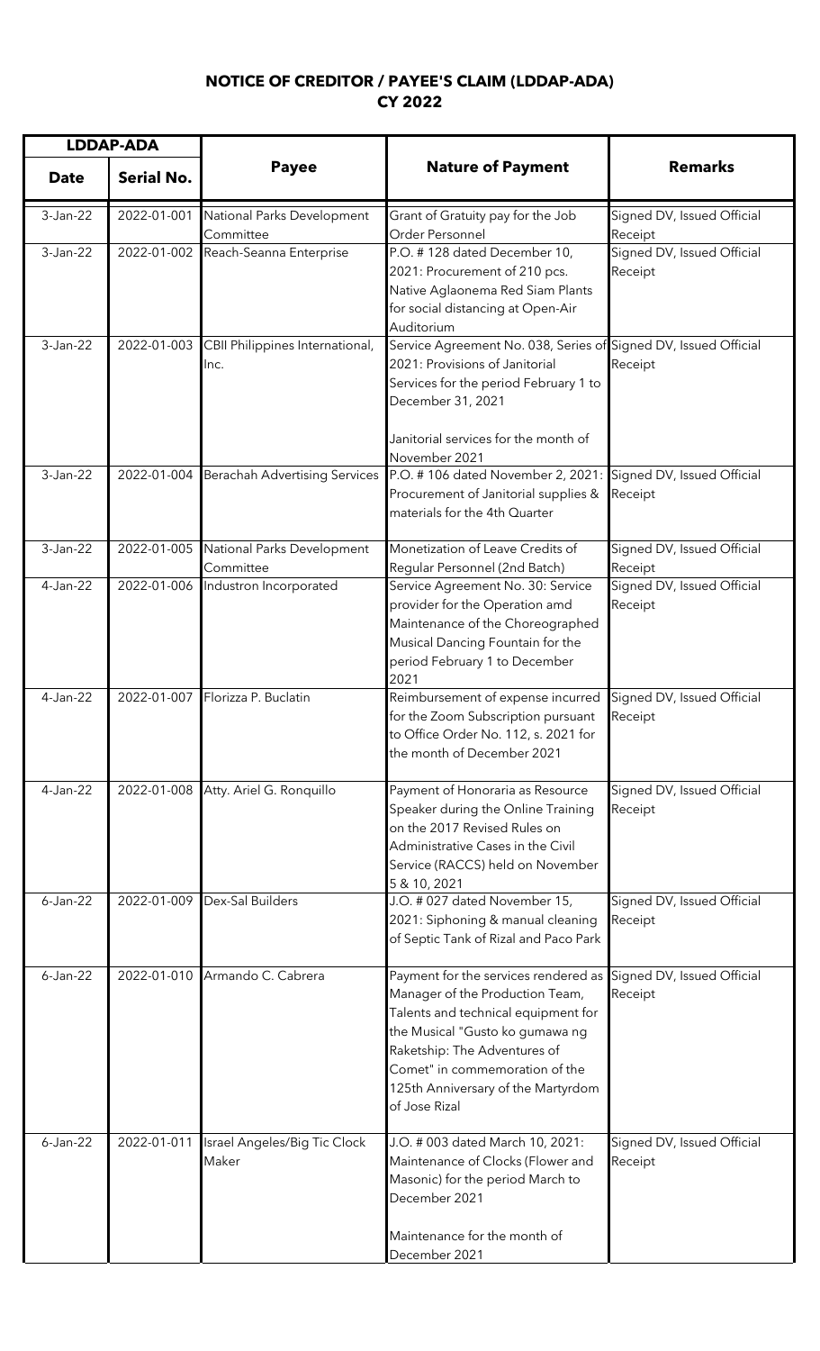# NOTICE OF CREDITOR / PAYEE'S CLAIM (LDDAP-ADA)
# CY 2022

| LDDAP-ADA | | Payee | Nature of Payment | Remarks |
|---|---|---|---|---|
| **Date** | **Serial No.** | | | |
| 3-Jan-22 | 2022-01-001 | National Parks Development Committee | Grant of Gratuity pay for the Job Order Personnel | Signed DV, Issued Official Receipt |
| 3-Jan-22 | 2022-01-002 | Reach-Seanna Enterprise | P.O. # 128 dated December 10, 2021: Procurement of 210 pcs. Native Aglaonema Red Siam Plants for social distancing at Open-Air Auditorium | Signed DV, Issued Official Receipt |
| 3-Jan-22 | 2022-01-003 | CBII Philippines International, Inc. | Service Agreement No. 038, Series of 2021: Provisions of Janitorial Services for the period February 1 to December 31, 2021<br><br>Janitorial services for the month of November 2021 | Signed DV, Issued Official Receipt |
| 3-Jan-22 | 2022-01-004 | Berachah Advertising Services | P.O. # 106 dated November 2, 2021: Procurement of Janitorial supplies & materials for the 4th Quarter | Signed DV, Issued Official Receipt |
| 3-Jan-22 | 2022-01-005 | National Parks Development Committee | Monetization of Leave Credits of Regular Personnel (2nd Batch) | Signed DV, Issued Official Receipt |
| 4-Jan-22 | 2022-01-006 | Industron Incorporated | Service Agreement No. 30: Service provider for the Operation amd Maintenance of the Choreographed Musical Dancing Fountain for the period February 1 to December 2021 | Signed DV, Issued Official Receipt |
| 4-Jan-22 | 2022-01-007 | Florizza P. Buclatin | Reimbursement of expense incurred for the Zoom Subscription pursuant to Office Order No. 112, s. 2021 for the month of December 2021 | Signed DV, Issued Official Receipt |
| 4-Jan-22 | 2022-01-008 | Atty. Ariel G. Ronquillo | Payment of Honoraria as Resource Speaker during the Online Training on the 2017 Revised Rules on Administrative Cases in the Civil Service (RACCS) held on November 5 & 10, 2021 | Signed DV, Issued Official Receipt |
| 6-Jan-22 | 2022-01-009 | Dex-Sal Builders | J.O. # 027 dated November 15, 2021: Siphoning & manual cleaning of Septic Tank of Rizal and Paco Park | Signed DV, Issued Official Receipt |
| 6-Jan-22 | 2022-01-010 | Armando C. Cabrera | Payment for the services rendered as Manager of the Production Team, Talents and technical equipment for the Musical "Gusto ko gumawa ng Raketship: The Adventures of Comet" in commemoration of the 125th Anniversary of the Martyrdom of Jose Rizal | Signed DV, Issued Official Receipt |
| 6-Jan-22 | 2022-01-011 | Israel Angeles/Big Tic Clock Maker | J.O. # 003 dated March 10, 2021: Maintenance of Clocks (Flower and Masonic) for the period March to December 2021<br><br>Maintenance for the month of December 2021 | Signed DV, Issued Official Receipt |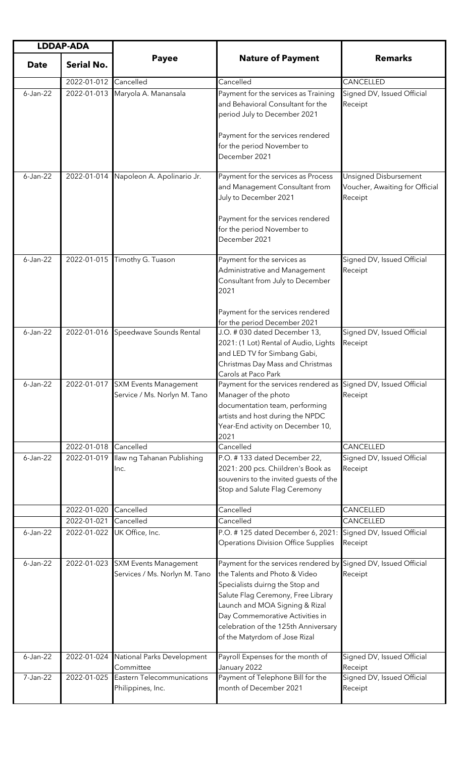| LDDAP-ADA | | Payee | Nature of Payment | Remarks |
|---|---|---|---|---|
| Date | Serial No. | | | |
| | 2022-01-012 | Cancelled | Cancelled | CANCELLED |
| 6-Jan-22 | 2022-01-013 | Maryola A. Manansala | Payment for the services as Training and Behavioral Consultant for the period July to December 2021<br><br>Payment for the services rendered for the period November to December 2021 | Signed DV, Issued Official Receipt |
| 6-Jan-22 | 2022-01-014 | Napoleon A. Apolinario Jr. | Payment for the services as Process and Management Consultant from July to December 2021<br><br>Payment for the services rendered for the period November to December 2021 | Unsigned Disbursement Voucher, Awaiting for Official Receipt |
| 6-Jan-22 | 2022-01-015 | Timothy G. Tuason | Payment for the services as Administrative and Management Consultant from July to December 2021<br><br>Payment for the services rendered for the period December 2021 | Signed DV, Issued Official Receipt |
| 6-Jan-22 | 2022-01-016 | Speedwave Sounds Rental | J.O. # 030 dated December 13, 2021: (1 Lot) Rental of Audio, Lights and LED TV for Simbang Gabi, Christmas Day Mass and Christmas Carols at Paco Park | Signed DV, Issued Official Receipt |
| 6-Jan-22 | 2022-01-017 | SXM Events Management Service / Ms. Norlyn M. Tano | Payment for the services rendered as Manager of the photo documentation team, performing artists and host during the NPDC Year-End activity on December 10, 2021 | Signed DV, Issued Official Receipt |
| | 2022-01-018 | Cancelled | Cancelled | CANCELLED |
| 6-Jan-22 | 2022-01-019 | Ilaw ng Tahanan Publishing Inc. | P.O. # 133 dated December 22, 2021: 200 pcs. Chiildren's Book as souvenirs to the invited guests of the Stop and Salute Flag Ceremony | Signed DV, Issued Official Receipt |
| | 2022-01-020 | Cancelled | Cancelled | CANCELLED |
| | 2022-01-021 | Cancelled | Cancelled | CANCELLED |
| 6-Jan-22 | 2022-01-022 | UK Office, Inc. | P.O. # 125 dated December 6, 2021: Operations Division Office Supplies | Signed DV, Issued Official Receipt |
| 6-Jan-22 | 2022-01-023 | SXM Events Management Services / Ms. Norlyn M. Tano | Payment for the services rendered by the Talents and Photo & Video Specialists duirng the Stop and Salute Flag Ceremony, Free Library Launch and MOA Signing & Rizal Day Commemorative Activities in celebration of the 125th Anniversary of the Matyrdom of Jose Rizal | Signed DV, Issued Official Receipt |
| 6-Jan-22 | 2022-01-024 | National Parks Development Committee | Payroll Expenses for the month of January 2022 | Signed DV, Issued Official Receipt |
| 7-Jan-22 | 2022-01-025 | Eastern Telecommunications Philippines, Inc. | Payment of Telephone Bill for the month of December 2021 | Signed DV, Issued Official Receipt |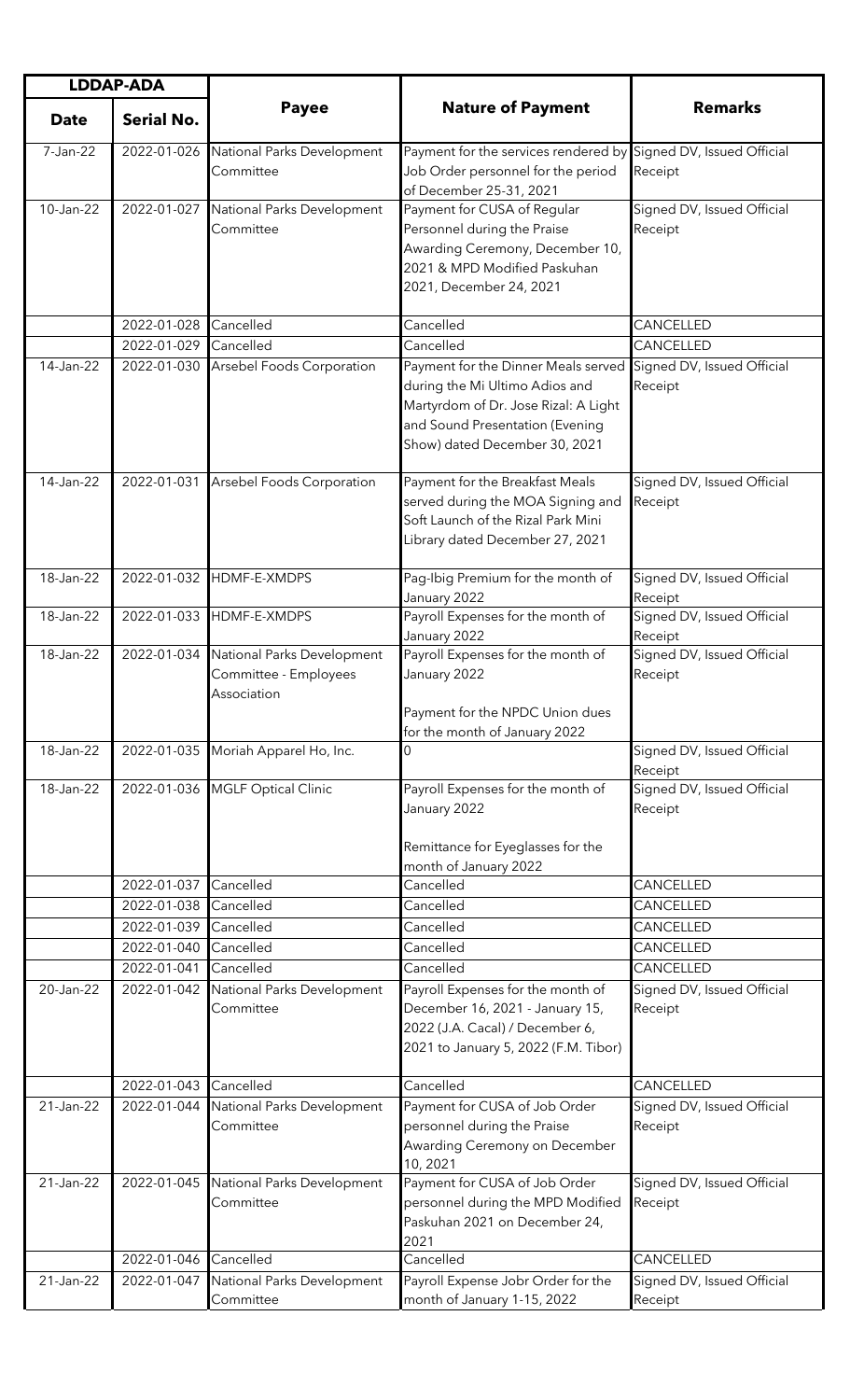| LDDAP-ADA | | Payee | Nature of Payment | Remarks |
|---|---|---|---|---|
| Date | Serial No. | | | |
| 7-Jan-22 | 2022-01-026 | National Parks Development Committee | Payment for the services rendered by Job Order personnel for the period of December 25-31, 2021 | Signed DV, Issued Official Receipt |
| 10-Jan-22 | 2022-01-027 | National Parks Development Committee | Payment for CUSA of Regular Personnel during the Praise Awarding Ceremony, December 10, 2021 & MPD Modified Paskuhan 2021, December 24, 2021 | Signed DV, Issued Official Receipt |
| | 2022-01-028 | Cancelled | Cancelled | CANCELLED |
| | 2022-01-029 | Cancelled | Cancelled | CANCELLED |
| 14-Jan-22 | 2022-01-030 | Arsebel Foods Corporation | Payment for the Dinner Meals served during the Mi Ultimo Adios and Martyrdom of Dr. Jose Rizal: A Light and Sound Presentation (Evening Show) dated December 30, 2021 | Signed DV, Issued Official Receipt |
| 14-Jan-22 | 2022-01-031 | Arsebel Foods Corporation | Payment for the Breakfast Meals served during the MOA Signing and Soft Launch of the Rizal Park Mini Library dated December 27, 2021 | Signed DV, Issued Official Receipt |
| 18-Jan-22 | 2022-01-032 | HDMF-E-XMDPS | Pag-Ibig Premium for the month of January 2022 | Signed DV, Issued Official Receipt |
| 18-Jan-22 | 2022-01-033 | HDMF-E-XMDPS | Payroll Expenses for the month of January 2022 | Signed DV, Issued Official Receipt |
| 18-Jan-22 | 2022-01-034 | National Parks Development Committee - Employees Association | Payroll Expenses for the month of January 2022<br><br>Payment for the NPDC Union dues for the month of January 2022 | Signed DV, Issued Official Receipt |
| 18-Jan-22 | 2022-01-035 | Moriah Apparel Ho, Inc. | 0 | Signed DV, Issued Official Receipt |
| 18-Jan-22 | 2022-01-036 | MGLF Optical Clinic | Payroll Expenses for the month of January 2022<br><br>Remittance for Eyeglasses for the month of January 2022 | Signed DV, Issued Official Receipt |
| | 2022-01-037 | Cancelled | Cancelled | CANCELLED |
| | 2022-01-038 | Cancelled | Cancelled | CANCELLED |
| | 2022-01-039 | Cancelled | Cancelled | CANCELLED |
| | 2022-01-040 | Cancelled | Cancelled | CANCELLED |
| | 2022-01-041 | Cancelled | Cancelled | CANCELLED |
| 20-Jan-22 | 2022-01-042 | National Parks Development Committee | Payroll Expenses for the month of December 16, 2021 - January 15, 2022 (J.A. Cacal) / December 6, 2021 to January 5, 2022 (F.M. Tibor) | Signed DV, Issued Official Receipt |
| | 2022-01-043 | Cancelled | Cancelled | CANCELLED |
| 21-Jan-22 | 2022-01-044 | National Parks Development Committee | Payment for CUSA of Job Order personnel during the Praise Awarding Ceremony on December 10, 2021 | Signed DV, Issued Official Receipt |
| 21-Jan-22 | 2022-01-045 | National Parks Development Committee | Payment for CUSA of Job Order personnel during the MPD Modified Paskuhan 2021 on December 24, 2021 | Signed DV, Issued Official Receipt |
| | 2022-01-046 | Cancelled | Cancelled | CANCELLED |
| 21-Jan-22 | 2022-01-047 | National Parks Development Committee | Payroll Expense Jobr Order for the month of January 1-15, 2022 | Signed DV, Issued Official Receipt |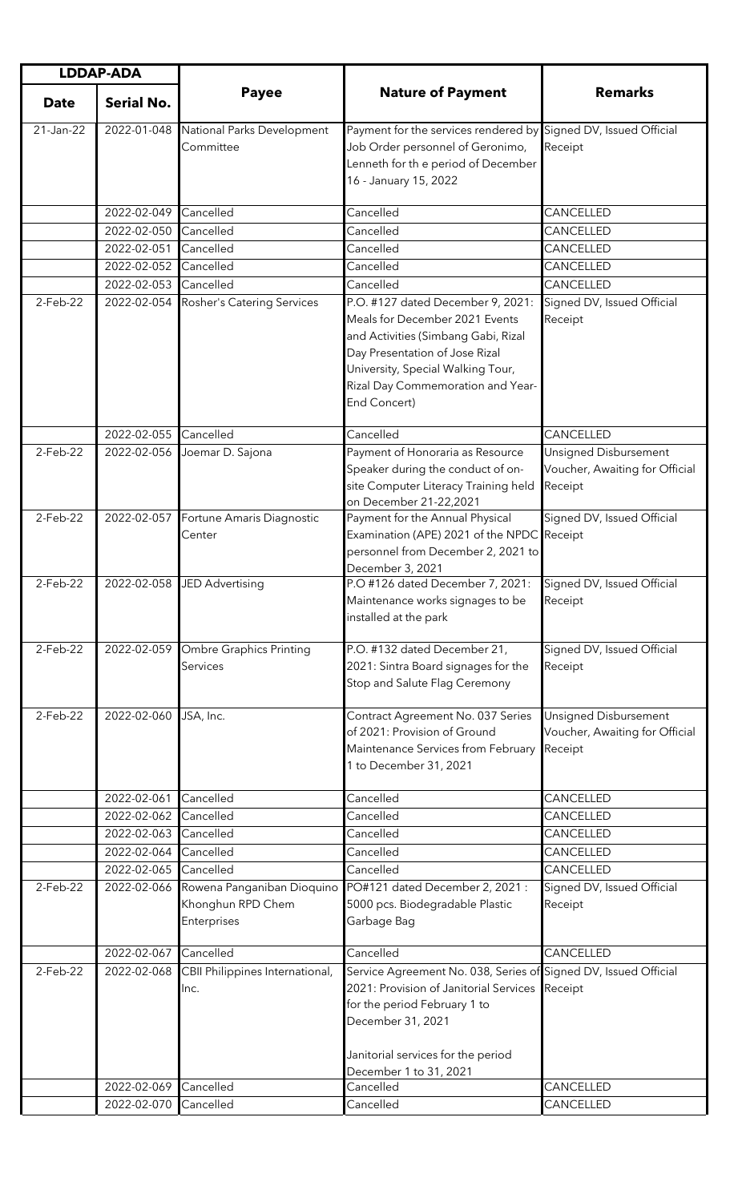| LDAP-ADA | | Payee | Nature of Payment | Remarks |
|---|---|---|---|---|
| Date | Serial No. | | | |
| 21-Jan-22 | 2022-01-048 | National Parks Development Committee | Payment for the services rendered by Job Order personnel of Geronimo, Lenneth for th e period of December 16 - January 15, 2022 | Signed DV, Issued Official Receipt |
| | 2022-02-049 | Cancelled | Cancelled | CANCELLED |
| | 2022-02-050 | Cancelled | Cancelled | CANCELLED |
| | 2022-02-051 | Cancelled | Cancelled | CANCELLED |
| | 2022-02-052 | Cancelled | Cancelled | CANCELLED |
| | 2022-02-053 | Cancelled | Cancelled | CANCELLED |
| 2-Feb-22 | 2022-02-054 | Rosher's Catering Services | P.O. #127 dated December 9, 2021: Meals for December 2021 Events and Activities (Simbang Gabi, Rizal Day Presentation of Jose Rizal University, Special Walking Tour, Rizal Day Commemoration and Year-End Concert) | Signed DV, Issued Official Receipt |
| | 2022-02-055 | Cancelled | Cancelled | CANCELLED |
| 2-Feb-22 | 2022-02-056 | Joemar D. Sajona | Payment of Honoraria as Resource Speaker during the conduct of on-site Computer Literacy Training held on December 21-22,2021 | Unsigned Disbursement Voucher, Awaiting for Official Receipt |
| 2-Feb-22 | 2022-02-057 | Fortune Amaris Diagnostic Center | Payment for the Annual Physical Examination (APE) 2021 of the NPDC personnel from December 2, 2021 to December 3, 2021 | Signed DV, Issued Official Receipt |
| 2-Feb-22 | 2022-02-058 | JED Advertising | P.O #126 dated December 7, 2021: Maintenance works signages to be installed at the park | Signed DV, Issued Official Receipt |
| 2-Feb-22 | 2022-02-059 | Ombre Graphics Printing Services | P.O. #132 dated December 21, 2021: Sintra Board signages for the Stop and Salute Flag Ceremony | Signed DV, Issued Official Receipt |
| 2-Feb-22 | 2022-02-060 | JSA, Inc. | Contract Agreement No. 037 Series of 2021: Provision of Ground Maintenance Services from February 1 to December 31, 2021 | Unsigned Disbursement Voucher, Awaiting for Official Receipt |
| | 2022-02-061 | Cancelled | Cancelled | CANCELLED |
| | 2022-02-062 | Cancelled | Cancelled | CANCELLED |
| | 2022-02-063 | Cancelled | Cancelled | CANCELLED |
| | 2022-02-064 | Cancelled | Cancelled | CANCELLED |
| | 2022-02-065 | Cancelled | Cancelled | CANCELLED |
| 2-Feb-22 | 2022-02-066 | Rowena Panganiban Dioquino Khonghun RPD Chem Enterprises | PO#121 dated December 2, 2021 : 5000 pcs. Biodegradable Plastic Garbage Bag | Signed DV, Issued Official Receipt |
| | 2022-02-067 | Cancelled | Cancelled | CANCELLED |
| 2-Feb-22 | 2022-02-068 | CBII Philippines International, Inc. | Service Agreement No. 038, Series of 2021: Provision of Janitorial Services for the period February 1 to December 31, 2021<br><br>Janitorial services for the period December 1 to 31, 2021 | Signed DV, Issued Official Receipt |
| | 2022-02-069 | Cancelled | Cancelled | CANCELLED |
| | 2022-02-070 | Cancelled | Cancelled | CANCELLED |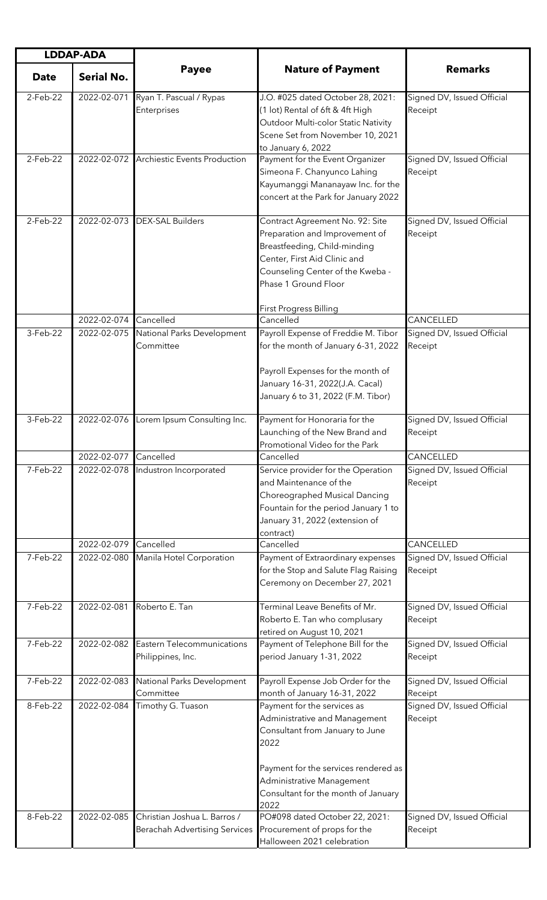| LDAP-ADA | | Payee | Nature of Payment | Remarks |
|---|---|---|---|---|
| **Date** | **Serial No.** | | | |
| 2-Feb-22 | 2022-02-071 | Ryan T. Pascual / Rypas Enterprises | J.O. #025 dated October 28, 2021: (1 lot) Rental of 6ft & 4ft High Outdoor Multi-color Static Nativity Scene Set from November 10, 2021 to January 6, 2022 | Signed DV, Issued Official Receipt |
| 2-Feb-22 | 2022-02-072 | Archiestic Events Production | Payment for the Event Organizer Simeona F. Chanyunco Lahing Kayumanggi Mananayaw Inc. for the concert at the Park for January 2022 | Signed DV, Issued Official Receipt |
| 2-Feb-22 | 2022-02-073 | DEX-SAL Builders | Contract Agreement No. 92: Site Preparation and Improvement of Breastfeeding, Child-minding Center, First Aid Clinic and Counseling Center of the Kweba - Phase 1 Ground Floor<br><br>First Progress Billing | Signed DV, Issued Official Receipt |
| | 2022-02-074 | Cancelled | Cancelled | CANCELLED |
| 3-Feb-22 | 2022-02-075 | National Parks Development Committee | Payroll Expense of Freddie M. Tibor for the month of January 6-31, 2022<br><br>Payroll Expenses for the month of January 16-31, 2022(J.A. Cacal) January 6 to 31, 2022 (F.M. Tibor) | Signed DV, Issued Official Receipt |
| 3-Feb-22 | 2022-02-076 | Lorem Ipsum Consulting Inc. | Payment for Honoraria for the Launching of the New Brand and Promotional Video for the Park | Signed DV, Issued Official Receipt |
| | 2022-02-077 | Cancelled | Cancelled | CANCELLED |
| 7-Feb-22 | 2022-02-078 | Industron Incorporated | Service provider for the Operation and Maintenance of the Choreographed Musical Dancing Fountain for the period January 1 to January 31, 2022 (extension of contract) | Signed DV, Issued Official Receipt |
| | 2022-02-079 | Cancelled | Cancelled | CANCELLED |
| 7-Feb-22 | 2022-02-080 | Manila Hotel Corporation | Payment of Extraordinary expenses for the Stop and Salute Flag Raising Ceremony on December 27, 2021 | Signed DV, Issued Official Receipt |
| 7-Feb-22 | 2022-02-081 | Roberto E. Tan | Terminal Leave Benefits of Mr. Roberto E. Tan who complusary retired on August 10, 2021 | Signed DV, Issued Official Receipt |
| 7-Feb-22 | 2022-02-082 | Eastern Telecommunications Philippines, Inc. | Payment of Telephone Bill for the period January 1-31, 2022 | Signed DV, Issued Official Receipt |
| 7-Feb-22 | 2022-02-083 | National Parks Development Committee | Payroll Expense Job Order for the month of January 16-31, 2022 | Signed DV, Issued Official Receipt |
| 8-Feb-22 | 2022-02-084 | Timothy G. Tuason | Payment for the services as Administrative and Management Consultant from January to June 2022<br><br>Payment for the services rendered as Administrative Management Consultant for the month of January 2022 | Signed DV, Issued Official Receipt |
| 8-Feb-22 | 2022-02-085 | Christian Joshua L. Barros / Berachah Advertising Services | PO#098 dated October 22, 2021: Procurement of props for the Halloween 2021 celebration | Signed DV, Issued Official Receipt |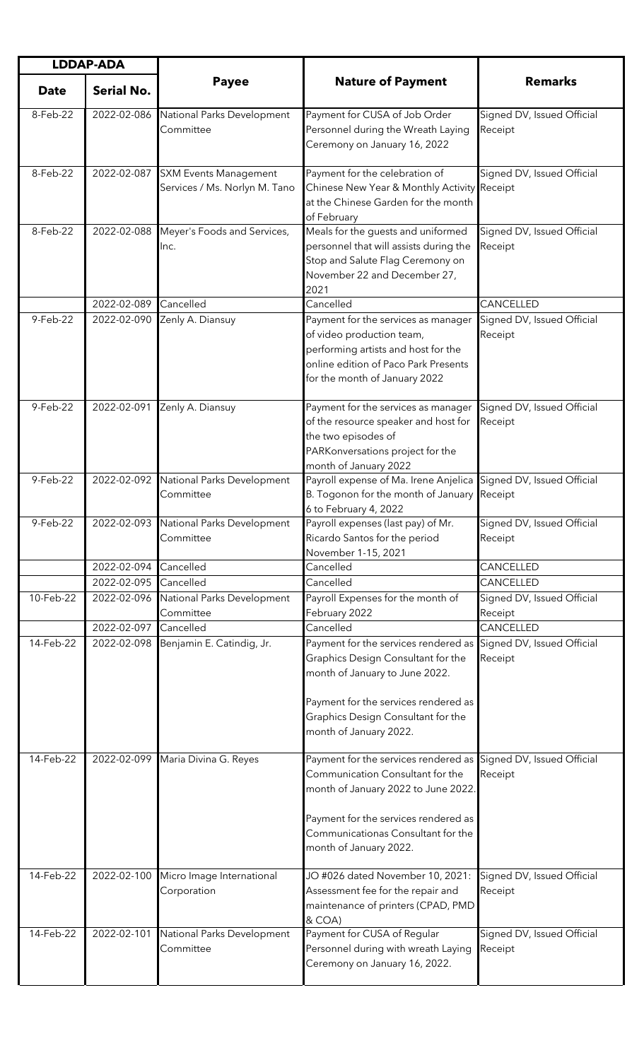| LDDAP-ADA | | Payee | Nature of Payment | Remarks |
|---|---|---|---|---|
| Date | Serial No. | | | |
| 8-Feb-22 | 2022-02-086 | National Parks Development Committee | Payment for CUSA of Job Order Personnel during the Wreath Laying Ceremony on January 16, 2022 | Signed DV, Issued Official Receipt |
| 8-Feb-22 | 2022-02-087 | SXM Events Management Services / Ms. Norlyn M. Tano | Payment for the celebration of Chinese New Year & Monthly Activity at the Chinese Garden for the month of February | Signed DV, Issued Official Receipt |
| 8-Feb-22 | 2022-02-088 | Meyer's Foods and Services, Inc. | Meals for the guests and uniformed personnel that will assists during the Stop and Salute Flag Ceremony on November 22 and December 27, 2021 | Signed DV, Issued Official Receipt |
| | 2022-02-089 | Cancelled | Cancelled | CANCELLED |
| 9-Feb-22 | 2022-02-090 | Zenly A. Diansuy | Payment for the services as manager of video production team, performing artists and host for the online edition of Paco Park Presents for the month of January 2022 | Signed DV, Issued Official Receipt |
| 9-Feb-22 | 2022-02-091 | Zenly A. Diansuy | Payment for the services as manager of the resource speaker and host for the two episodes of PARKonversations project for the month of January 2022 | Signed DV, Issued Official Receipt |
| 9-Feb-22 | 2022-02-092 | National Parks Development Committee | Payroll expense of Ma. Irene Anjelica B. Togonon for the month of January 6 to February 4, 2022 | Signed DV, Issued Official Receipt |
| 9-Feb-22 | 2022-02-093 | National Parks Development Committee | Payroll expenses (last pay) of Mr. Ricardo Santos for the period November 1-15, 2021 | Signed DV, Issued Official Receipt |
| | 2022-02-094 | Cancelled | Cancelled | CANCELLED |
| | 2022-02-095 | Cancelled | Cancelled | CANCELLED |
| 10-Feb-22 | 2022-02-096 | National Parks Development Committee | Payroll Expenses for the month of February 2022 | Signed DV, Issued Official Receipt |
| | 2022-02-097 | Cancelled | Cancelled | CANCELLED |
| 14-Feb-22 | 2022-02-098 | Benjamin E. Catindig, Jr. | Payment for the services rendered as Graphics Design Consultant for the month of January to June 2022.<br><br>Payment for the services rendered as Graphics Design Consultant for the month of January 2022. | Signed DV, Issued Official Receipt |
| 14-Feb-22 | 2022-02-099 | Maria Divina G. Reyes | Payment for the services rendered as Communication Consultant for the month of January 2022 to June 2022.<br><br>Payment for the services rendered as Communicationas Consultant for the month of January 2022. | Signed DV, Issued Official Receipt |
| 14-Feb-22 | 2022-02-100 | Micro Image International Corporation | JO #026 dated November 10, 2021: Assessment fee for the repair and maintenance of printers (CPAD, PMD & COA) | Signed DV, Issued Official Receipt |
| 14-Feb-22 | 2022-02-101 | National Parks Development Committee | Payment for CUSA of Regular Personnel during with wreath Laying Ceremony on January 16, 2022. | Signed DV, Issued Official Receipt |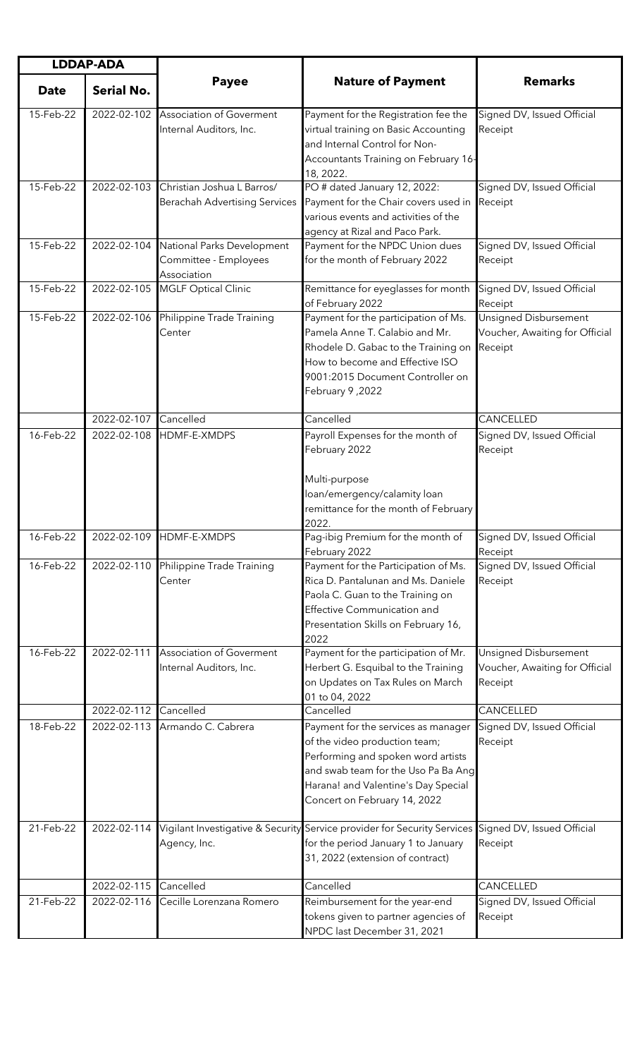| LDDAP-ADA | | Payee | Nature of Payment | Remarks |
|---|---|---|---|---|
| Date | Serial No. | | | |
| 15-Feb-22 | 2022-02-102 | Association of Goverment Internal Auditors, Inc. | Payment for the Registration fee the virtual training on Basic Accounting and Internal Control for Non-Accountants Training on February 16-18, 2022. | Signed DV, Issued Official Receipt |
| 15-Feb-22 | 2022-02-103 | Christian Joshua L Barros/ Berachah Advertising Services | PO # dated January 12, 2022: Payment for the Chair covers used in various events and activities of the agency at Rizal and Paco Park. | Signed DV, Issued Official Receipt |
| 15-Feb-22 | 2022-02-104 | National Parks Development Committee - Employees Association | Payment for the NPDC Union dues for the month of February 2022 | Signed DV, Issued Official Receipt |
| 15-Feb-22 | 2022-02-105 | MGLF Optical Clinic | Remittance for eyeglasses for month of February 2022 | Signed DV, Issued Official Receipt |
| 15-Feb-22 | 2022-02-106 | Philippine Trade Training Center | Payment for the participation of Ms. Pamela Anne T. Calabio and Mr. Rhodele D. Gabac to the Training on How to become and Effective ISO 9001:2015 Document Controller on February 9 ,2022 | Unsigned Disbursement Voucher, Awaiting for Official Receipt |
| | 2022-02-107 | Cancelled | Cancelled | CANCELLED |
| 16-Feb-22 | 2022-02-108 | HDMF-E-XMDPS | Payroll Expenses for the month of February 2022<br><br>Multi-purpose loan/emergency/calamity loan remittance for the month of February 2022. | Signed DV, Issued Official Receipt |
| 16-Feb-22 | 2022-02-109 | HDMF-E-XMDPS | Pag-ibig Premium for the month of February 2022 | Signed DV, Issued Official Receipt |
| 16-Feb-22 | 2022-02-110 | Philippine Trade Training Center | Payment for the Participation of Ms. Rica D. Pantalunan and Ms. Daniele Paola C. Guan to the Training on Effective Communication and Presentation Skills on February 16, 2022 | Signed DV, Issued Official Receipt |
| 16-Feb-22 | 2022-02-111 | Association of Goverment Internal Auditors, Inc. | Payment for the participation of Mr. Herbert G. Esquibal to the Training on Updates on Tax Rules on March 01 to 04, 2022 | Unsigned Disbursement Voucher, Awaiting for Official Receipt |
| | 2022-02-112 | Cancelled | Cancelled | CANCELLED |
| 18-Feb-22 | 2022-02-113 | Armando C. Cabrera | Payment for the services as manager of the video production team; Performing and spoken word artists and swab team for the Uso Pa Ba Ang Harana! and Valentine's Day Special Concert on February 14, 2022 | Signed DV, Issued Official Receipt |
| 21-Feb-22 | 2022-02-114 | Vigilant Investigative & Security Agency, Inc. | Service provider for Security Services for the period January 1 to January 31, 2022 (extension of contract) | Signed DV, Issued Official Receipt |
| | 2022-02-115 | Cancelled | Cancelled | CANCELLED |
| 21-Feb-22 | 2022-02-116 | Cecille Lorenzana Romero | Reimbursement for the year-end tokens given to partner agencies of NPDC last December 31, 2021 | Signed DV, Issued Official Receipt |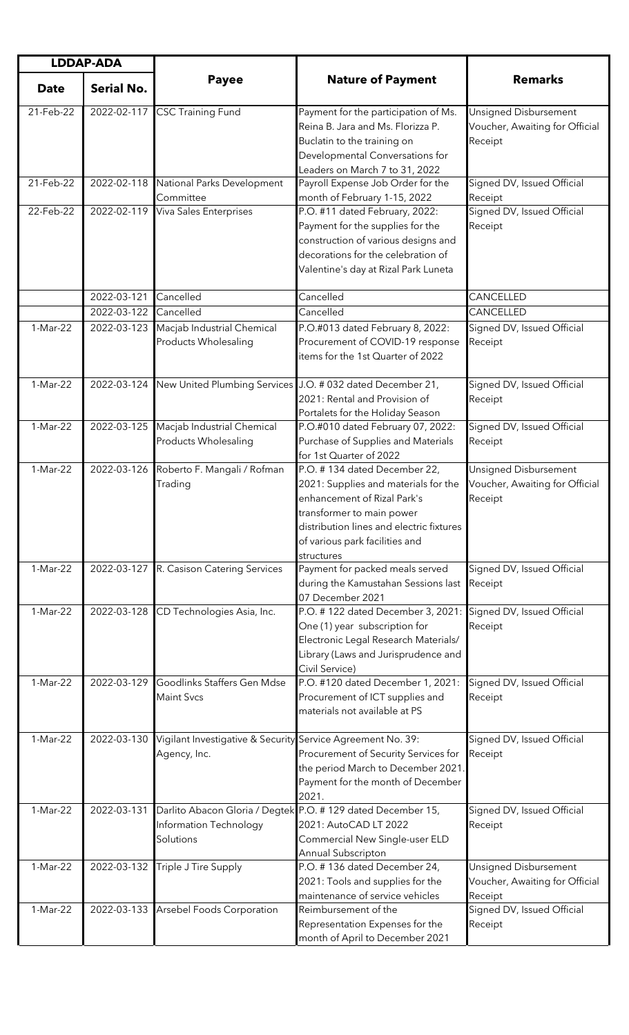| LDDAP-ADA | | Payee | Nature of Payment | Remarks |
|---|---|---|---|---|
| Date | Serial No. | | | |
| 21-Feb-22 | 2022-02-117 | CSC Training Fund | Payment for the participation of Ms. Reina B. Jara and Ms. Florizza P. Buclatin to the training on Developmental Conversations for Leaders on March 7 to 31, 2022 | Unsigned Disbursement Voucher, Awaiting for Official Receipt |
| 21-Feb-22 | 2022-02-118 | National Parks Development Committee | Payroll Expense Job Order for the month of February 1-15, 2022 | Signed DV, Issued Official Receipt |
| 22-Feb-22 | 2022-02-119 | Viva Sales Enterprises | P.O. #11 dated February, 2022: Payment for the supplies for the construction of various designs and decorations for the celebration of Valentine's day at Rizal Park Luneta | Signed DV, Issued Official Receipt |
| | 2022-03-121 | Cancelled | Cancelled | CANCELLED |
| | 2022-03-122 | Cancelled | Cancelled | CANCELLED |
| 1-Mar-22 | 2022-03-123 | Macjab Industrial Chemical Products Wholesaling | P.O.#013 dated February 8, 2022: Procurement of COVID-19 response items for the 1st Quarter of 2022 | Signed DV, Issued Official Receipt |
| 1-Mar-22 | 2022-03-124 | New United Plumbing Services | J.O. # 032 dated December 21, 2021: Rental and Provision of Portalets for the Holiday Season | Signed DV, Issued Official Receipt |
| 1-Mar-22 | 2022-03-125 | Macjab Industrial Chemical Products Wholesaling | P.O.#010 dated February 07, 2022: Purchase of Supplies and Materials for 1st Quarter of 2022 | Signed DV, Issued Official Receipt |
| 1-Mar-22 | 2022-03-126 | Roberto F. Mangali / Rofman Trading | P.O. # 134 dated December 22, 2021: Supplies and materials for the enhancement of Rizal Park's transformer to main power distribution lines and electric fixtures of various park facilities and structures | Unsigned Disbursement Voucher, Awaiting for Official Receipt |
| 1-Mar-22 | 2022-03-127 | R. Casison Catering Services | Payment for packed meals served during the Kamustahan Sessions last 07 December 2021 | Signed DV, Issued Official Receipt |
| 1-Mar-22 | 2022-03-128 | CD Technologies Asia, Inc. | P.O. # 122 dated December 3, 2021: One (1) year subscription for Electronic Legal Research Materials/ Library (Laws and Jurisprudence and Civil Service) | Signed DV, Issued Official Receipt |
| 1-Mar-22 | 2022-03-129 | Goodlinks Staffers Gen Mdse Maint Svcs | P.O. #120 dated December 1, 2021: Procurement of ICT supplies and materials not available at PS | Signed DV, Issued Official Receipt |
| 1-Mar-22 | 2022-03-130 | Vigilant Investigative & Security Agency, Inc. | Service Agreement No. 39: Procurement of Security Services for the period March to December 2021. Payment for the month of December 2021. | Signed DV, Issued Official Receipt |
| 1-Mar-22 | 2022-03-131 | Darlito Abacon Gloria / Degtek Information Technology Solutions | P.O. # 129 dated December 15, 2021: AutoCAD LT 2022 Commercial New Single-user ELD Annual Subscripton | Signed DV, Issued Official Receipt |
| 1-Mar-22 | 2022-03-132 | Triple J Tire Supply | P.O. # 136 dated December 24, 2021: Tools and supplies for the maintenance of service vehicles | Unsigned Disbursement Voucher, Awaiting for Official Receipt |
| 1-Mar-22 | 2022-03-133 | Arsebel Foods Corporation | Reimbursement of the Representation Expenses for the month of April to December 2021 | Signed DV, Issued Official Receipt |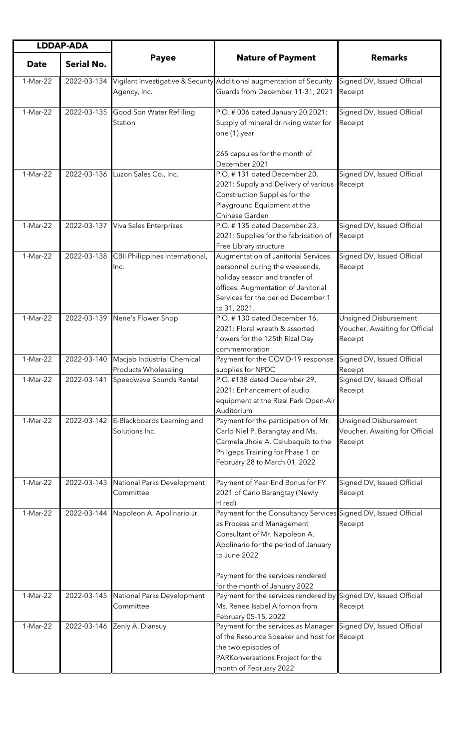| LDAP-ADA | | Payee | Nature of Payment | Remarks |
|---|---|---|---|---|
| Date | Serial No. | | | |
| 1-Mar-22 | 2022-03-134 | Vigilant Investigative & Security Agency, Inc. | Additional augmentation of Security Guards from December 11-31, 2021 | Signed DV, Issued Official Receipt |
| 1-Mar-22 | 2022-03-135 | Good Son Water Refilling Station | P.O. # 006 dated January 20,2021: Supply of mineral drinking water for one (1) year<br><br>265 capsules for the month of December 2021 | Signed DV, Issued Official Receipt |
| 1-Mar-22 | 2022-03-136 | Luzon Sales Co., Inc. | P.O. # 131 dated December 20, 2021: Supply and Delivery of various Construction Supplies for the Playground Equipment at the Chinese Garden | Signed DV, Issued Official Receipt |
| 1-Mar-22 | 2022-03-137 | Viva Sales Enterprises | P.O. # 135 dated December 23, 2021: Supplies for the fabrication of Free Library structure | Signed DV, Issued Official Receipt |
| 1-Mar-22 | 2022-03-138 | CBII Philippines International, Inc. | Augmentation of Janitorial Services personnel during the weekends, holiday season and transfer of offices. Augmentation of Janitorial Services for the period December 1 to 31, 2021. | Signed DV, Issued Official Receipt |
| 1-Mar-22 | 2022-03-139 | Nene's Flower Shop | P.O. # 130 dated December 16, 2021: Floral wreath & assorted flowers for the 125th Rizal Day commemoration | Unsigned Disbursement Voucher, Awaiting for Official Receipt |
| 1-Mar-22 | 2022-03-140 | Macjab Industrial Chemical Products Wholesaling | Payment for the COVID-19 response supplies for NPDC | Signed DV, Issued Official Receipt |
| 1-Mar-22 | 2022-03-141 | Speedwave Sounds Rental | P.O. #138 dated December 29, 2021: Enhancement of audio equipment at the Rizal Park Open-Air Auditorium | Signed DV, Issued Official Receipt |
| 1-Mar-22 | 2022-03-142 | E-Blackboards Learning and Solutions Inc. | Payment for the participation of Mr. Carlo Niel P. Barangtay and Ms. Carmela Jhoie A. Calubaquib to the Philgeps Training for Phase 1 on February 28 to March 01, 2022 | Unsigned Disbursement Voucher, Awaiting for Official Receipt |
| 1-Mar-22 | 2022-03-143 | National Parks Development Committee | Payment of Year-End Bonus for FY 2021 of Carlo Barangtay (Newly Hired) | Signed DV, Issued Official Receipt |
| 1-Mar-22 | 2022-03-144 | Napoleon A. Apolinario Jr. | Payment for the Consultancy Services as Process and Management Consultant of Mr. Napoleon A. Apolinario for the period of January to June 2022<br><br>Payment for the services rendered for the month of January 2022 | Signed DV, Issued Official Receipt |
| 1-Mar-22 | 2022-03-145 | National Parks Development Committee | Payment for the services rendered by Ms. Renee Isabel Alfornon from February 05-15, 2022 | Signed DV, Issued Official Receipt |
| 1-Mar-22 | 2022-03-146 | Zenly A. Diansuy | Payment for the services as Manager of the Resource Speaker and host for the two episodes of PARKonversations Project for the month of February 2022 | Signed DV, Issued Official Receipt |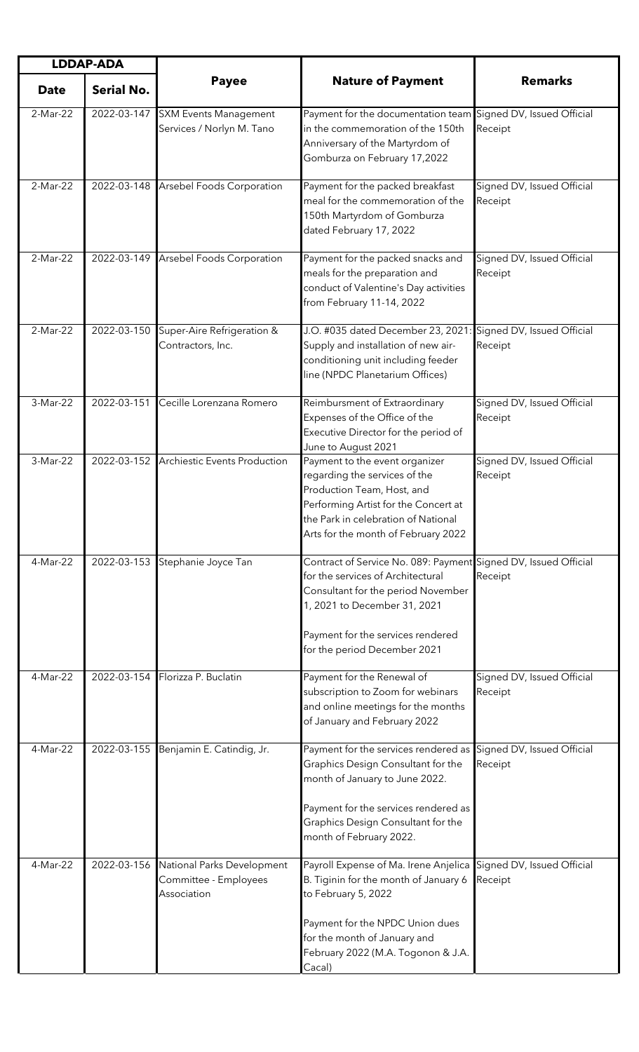| LDAP-ADA | | Payee | Nature of Payment | Remarks |
|---|---|---|---|---|
| Date | Serial No. | | | |
| 2-Mar-22 | 2022-03-147 | SXM Events Management Services / Norlyn M. Tano | Payment for the documentation team in the commemoration of the 150th Anniversary of the Martyrdom of Gomburza on February 17,2022 | Signed DV, Issued Official Receipt |
| 2-Mar-22 | 2022-03-148 | Arsebel Foods Corporation | Payment for the packed breakfast meal for the commemoration of the 150th Martyrdom of Gomburza dated February 17, 2022 | Signed DV, Issued Official Receipt |
| 2-Mar-22 | 2022-03-149 | Arsebel Foods Corporation | Payment for the packed snacks and meals for the preparation and conduct of Valentine's Day activities from February 11-14, 2022 | Signed DV, Issued Official Receipt |
| 2-Mar-22 | 2022-03-150 | Super-Aire Refrigeration & Contractors, Inc. | J.O. #035 dated December 23, 2021: Supply and installation of new air-conditioning unit including feeder line (NPDC Planetarium Offices) | Signed DV, Issued Official Receipt |
| 3-Mar-22 | 2022-03-151 | Cecille Lorenzana Romero | Reimbursment of Extraordinary Expenses of the Office of the Executive Director for the period of June to August 2021 | Signed DV, Issued Official Receipt |
| 3-Mar-22 | 2022-03-152 | Archiestic Events Production | Payment to the event organizer regarding the services of the Production Team, Host, and Performing Artist for the Concert at the Park in celebration of National Arts for the month of February 2022 | Signed DV, Issued Official Receipt |
| 4-Mar-22 | 2022-03-153 | Stephanie Joyce Tan | Contract of Service No. 089: Payment for the services of Architectural Consultant for the period November 1, 2021 to December 31, 2021<br><br>Payment for the services rendered for the period December 2021 | Signed DV, Issued Official Receipt |
| 4-Mar-22 | 2022-03-154 | Florizza P. Buclatin | Payment for the Renewal of subscription to Zoom for webinars and online meetings for the months of January and February 2022 | Signed DV, Issued Official Receipt |
| 4-Mar-22 | 2022-03-155 | Benjamin E. Catindig, Jr. | Payment for the services rendered as Graphics Design Consultant for the month of January to June 2022.<br><br>Payment for the services rendered as Graphics Design Consultant for the month of February 2022. | Signed DV, Issued Official Receipt |
| 4-Mar-22 | 2022-03-156 | National Parks Development Committee - Employees Association | Payroll Expense of Ma. Irene Anjelica B. Tiginin for the month of January 6 to February 5, 2022<br><br>Payment for the NPDC Union dues for the month of January and February 2022 (M.A. Togonon & J.A. Cacal) | Signed DV, Issued Official Receipt |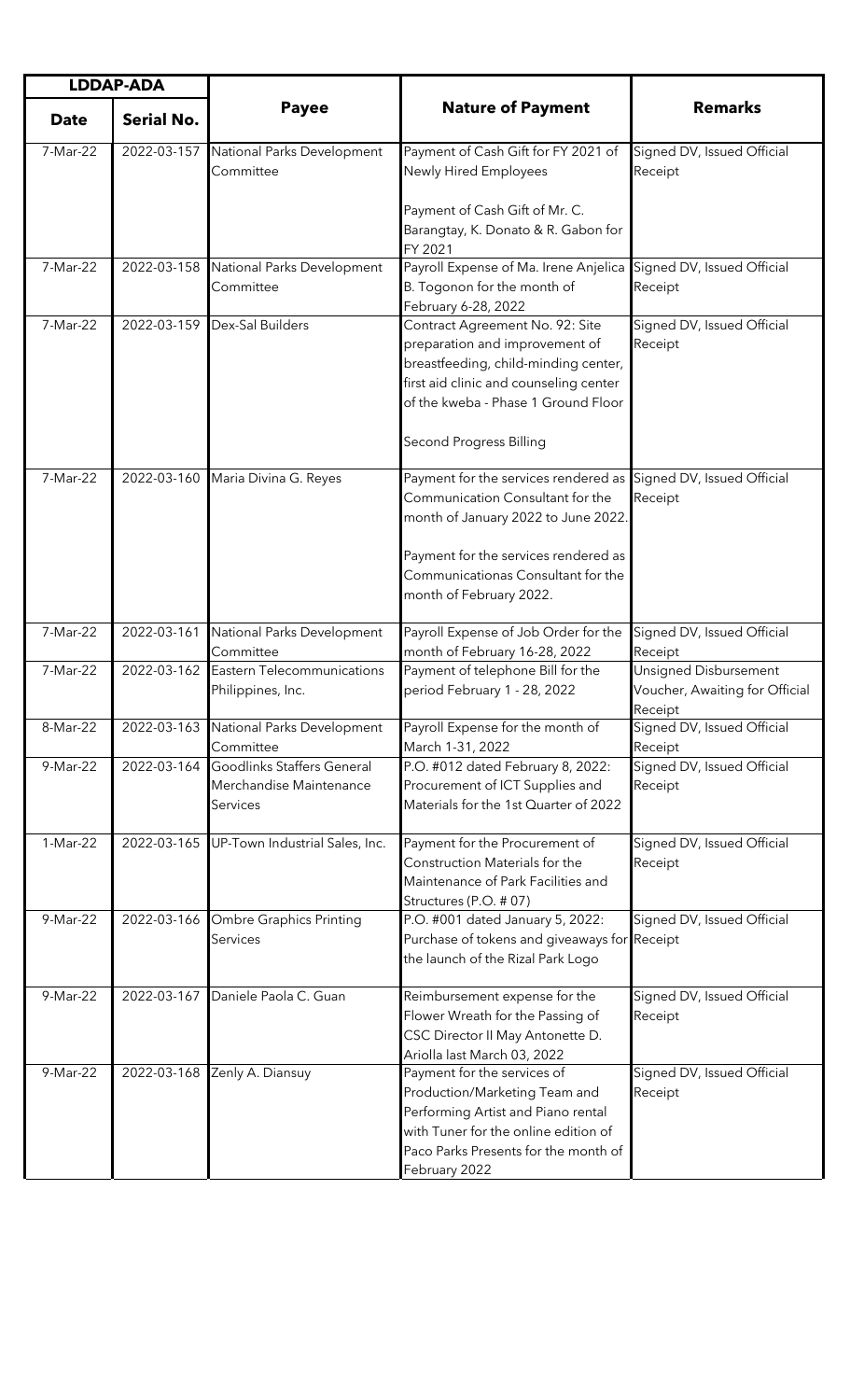| LDDAP-ADA | | Payee | Nature of Payment | Remarks |
|---|---|---|---|---|
| Date | Serial No. | | | |
| 7-Mar-22 | 2022-03-157 | National Parks Development Committee | Payment of Cash Gift for FY 2021 of Newly Hired Employees<br><br>Payment of Cash Gift of Mr. C. Barangtay, K. Donato & R. Gabon for FY 2021 | Signed DV, Issued Official Receipt |
| 7-Mar-22 | 2022-03-158 | National Parks Development Committee | Payroll Expense of Ma. Irene Anjelica B. Togonon for the month of February 6-28, 2022 | Signed DV, Issued Official Receipt |
| 7-Mar-22 | 2022-03-159 | Dex-Sal Builders | Contract Agreement No. 92: Site preparation and improvement of breastfeeding, child-minding center, first aid clinic and counseling center of the kweba - Phase 1 Ground Floor<br><br>Second Progress Billing | Signed DV, Issued Official Receipt |
| 7-Mar-22 | 2022-03-160 | Maria Divina G. Reyes | Payment for the services rendered as Communication Consultant for the month of January 2022 to June 2022.<br><br>Payment for the services rendered as Communicationas Consultant for the month of February 2022. | Signed DV, Issued Official Receipt |
| 7-Mar-22 | 2022-03-161 | National Parks Development Committee | Payroll Expense of Job Order for the month of February 16-28, 2022 | Signed DV, Issued Official Receipt |
| 7-Mar-22 | 2022-03-162 | Eastern Telecommunications Philippines, Inc. | Payment of telephone Bill for the period February 1 - 28, 2022 | Unsigned Disbursement Voucher, Awaiting for Official Receipt |
| 8-Mar-22 | 2022-03-163 | National Parks Development Committee | Payroll Expense for the month of March 1-31, 2022 | Signed DV, Issued Official Receipt |
| 9-Mar-22 | 2022-03-164 | Goodlinks Staffers General Merchandise Maintenance Services | P.O. #012 dated February 8, 2022: Procurement of ICT Supplies and Materials for the 1st Quarter of 2022 | Signed DV, Issued Official Receipt |
| 1-Mar-22 | 2022-03-165 | UP-Town Industrial Sales, Inc. | Payment for the Procurement of Construction Materials for the Maintenance of Park Facilities and Structures (P.O. # 07) | Signed DV, Issued Official Receipt |
| 9-Mar-22 | 2022-03-166 | Ombre Graphics Printing Services | P.O. #001 dated January 5, 2022: Purchase of tokens and giveaways for the launch of the Rizal Park Logo | Signed DV, Issued Official Receipt |
| 9-Mar-22 | 2022-03-167 | Daniele Paola C. Guan | Reimbursement expense for the Flower Wreath for the Passing of CSC Director II May Antonette D. Ariolla last March 03, 2022 | Signed DV, Issued Official Receipt |
| 9-Mar-22 | 2022-03-168 | Zenly A. Diansuy | Payment for the services of Production/Marketing Team and Performing Artist and Piano rental with Tuner for the online edition of Paco Parks Presents for the month of February 2022 | Signed DV, Issued Official Receipt |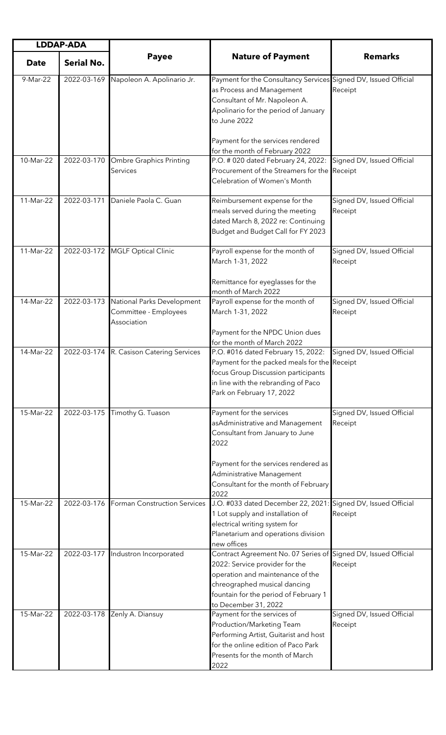| LDDAP-ADA | | Payee | Nature of Payment | Remarks |
|---|---|---|---|---|
| Date | Serial No. | | | |
| 9-Mar-22 | 2022-03-169 | Napoleon A. Apolinario Jr. | Payment for the Consultancy Services as Process and Management Consultant of Mr. Napoleon A. Apolinario for the period of January to June 2022<br><br>Payment for the services rendered for the month of February 2022 | Signed DV, Issued Official Receipt |
| 10-Mar-22 | 2022-03-170 | Ombre Graphics Printing Services | P.O. # 020 dated February 24, 2022: Procurement of the Streamers for the Celebration of Women's Month | Signed DV, Issued Official Receipt |
| 11-Mar-22 | 2022-03-171 | Daniele Paola C. Guan | Reimbursement expense for the meals served during the meeting dated March 8, 2022 re: Continuing Budget and Budget Call for FY 2023 | Signed DV, Issued Official Receipt |
| 11-Mar-22 | 2022-03-172 | MGLF Optical Clinic | Payroll expense for the month of March 1-31, 2022<br><br>Remittance for eyeglasses for the month of March 2022 | Signed DV, Issued Official Receipt |
| 14-Mar-22 | 2022-03-173 | National Parks Development Committee - Employees Association | Payroll expense for the month of March 1-31, 2022<br><br>Payment for the NPDC Union dues for the month of March 2022 | Signed DV, Issued Official Receipt |
| 14-Mar-22 | 2022-03-174 | R. Casison Catering Services | P.O. #016 dated February 15, 2022: Payment for the packed meals for the focus Group Discussion participants in line with the rebranding of Paco Park on February 17, 2022 | Signed DV, Issued Official Receipt |
| 15-Mar-22 | 2022-03-175 | Timothy G. Tuason | Payment for the services asAdministrative and Management Consultant from January to June 2022<br><br>Payment for the services rendered as Administrative Management Consultant for the month of February 2022 | Signed DV, Issued Official Receipt |
| 15-Mar-22 | 2022-03-176 | Forman Construction Services | J.O. #033 dated December 22, 2021: 1 Lot supply and installation of electrical writing system for Planetarium and operations division new offices | Signed DV, Issued Official Receipt |
| 15-Mar-22 | 2022-03-177 | Industron Incorporated | Contract Agreement No. 07 Series of 2022: Service provider for the operation and maintenance of the chreographed musical dancing fountain for the period of February 1 to December 31, 2022 | Signed DV, Issued Official Receipt |
| 15-Mar-22 | 2022-03-178 | Zenly A. Diansuy | Payment for the services of Production/Marketing Team Performing Artist, Guitarist and host for the online edition of Paco Park Presents for the month of March 2022 | Signed DV, Issued Official Receipt |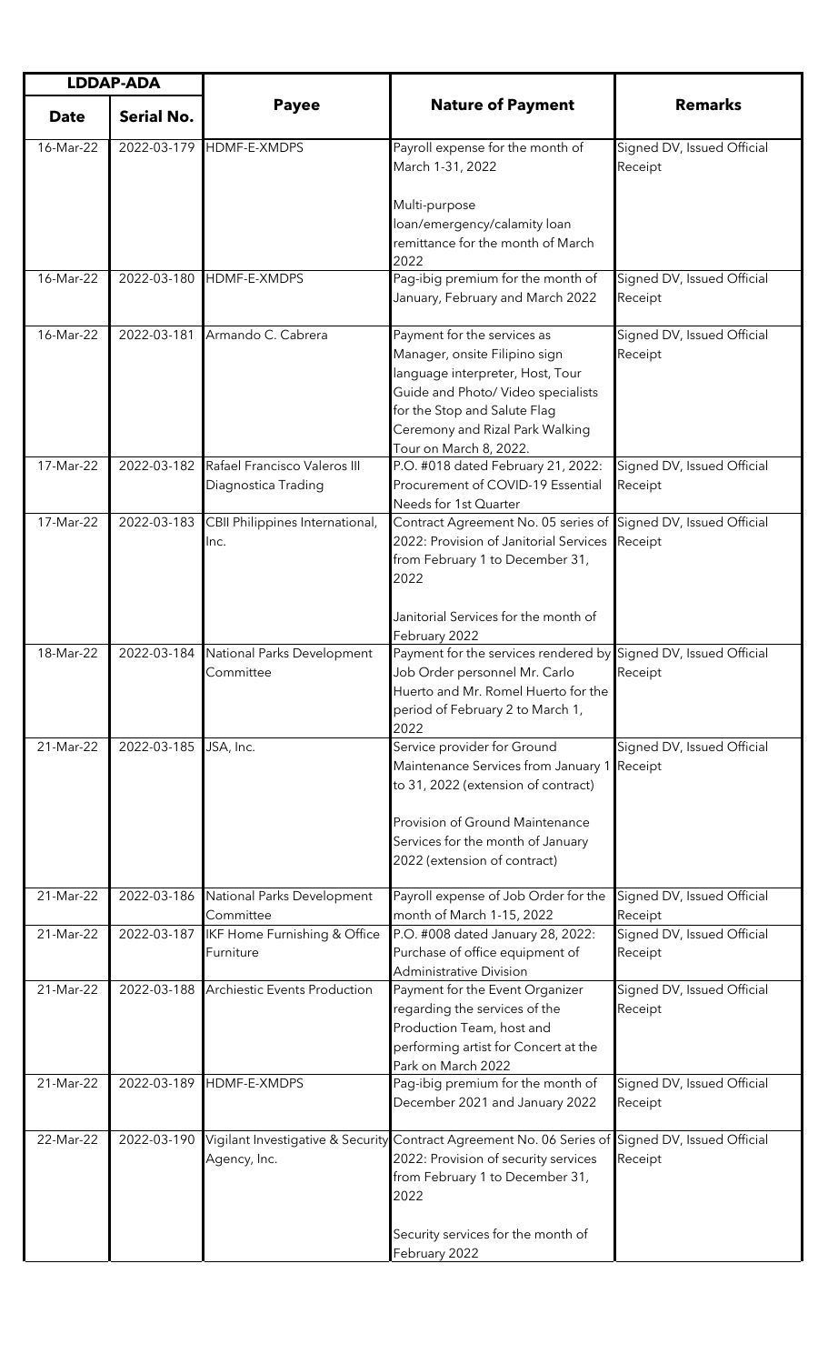| LDDAP-ADA | | Payee | Nature of Payment | Remarks |
|---|---|---|---|---|
| Date | Serial No. | | | |
| 16-Mar-22 | 2022-03-179 | HDMF-E-XMDPS | Payroll expense for the month of March 1-31, 2022<br><br>Multi-purpose loan/emergency/calamity loan remittance for the month of March 2022 | Signed DV, Issued Official Receipt |
| 16-Mar-22 | 2022-03-180 | HDMF-E-XMDPS | Pag-ibig premium for the month of January, February and March 2022 | Signed DV, Issued Official Receipt |
| 16-Mar-22 | 2022-03-181 | Armando C. Cabrera | Payment for the services as Manager, onsite Filipino sign language interpreter, Host, Tour Guide and Photo/ Video specialists for the Stop and Salute Flag Ceremony and Rizal Park Walking Tour on March 8, 2022. | Signed DV, Issued Official Receipt |
| 17-Mar-22 | 2022-03-182 | Rafael Francisco Valeros III Diagnostica Trading | P.O. #018 dated February 21, 2022: Procurement of COVID-19 Essential Needs for 1st Quarter | Signed DV, Issued Official Receipt |
| 17-Mar-22 | 2022-03-183 | CBII Philippines International, Inc. | Contract Agreement No. 05 series of 2022: Provision of Janitorial Services from February 1 to December 31, 2022<br><br>Janitorial Services for the month of February 2022 | Signed DV, Issued Official Receipt |
| 18-Mar-22 | 2022-03-184 | National Parks Development Committee | Payment for the services rendered by Job Order personnel Mr. Carlo Huerto and Mr. Romel Huerto for the period of February 2 to March 1, 2022 | Signed DV, Issued Official Receipt |
| 21-Mar-22 | 2022-03-185 | JSA, Inc. | Service provider for Ground Maintenance Services from January 1 to 31, 2022 (extension of contract)<br><br>Provision of Ground Maintenance Services for the month of January 2022 (extension of contract) | Signed DV, Issued Official Receipt |
| 21-Mar-22 | 2022-03-186 | National Parks Development Committee | Payroll expense of Job Order for the month of March 1-15, 2022 | Signed DV, Issued Official Receipt |
| 21-Mar-22 | 2022-03-187 | IKF Home Furnishing & Office Furniture | P.O. #008 dated January 28, 2022: Purchase of office equipment of Administrative Division | Signed DV, Issued Official Receipt |
| 21-Mar-22 | 2022-03-188 | Archiestic Events Production | Payment for the Event Organizer regarding the services of the Production Team, host and performing artist for Concert at the Park on March 2022 | Signed DV, Issued Official Receipt |
| 21-Mar-22 | 2022-03-189 | HDMF-E-XMDPS | Pag-ibig premium for the month of December 2021 and January 2022 | Signed DV, Issued Official Receipt |
| 22-Mar-22 | 2022-03-190 | Vigilant Investigative & Security Agency, Inc. | Contract Agreement No. 06 Series of 2022: Provision of security services from February 1 to December 31, 2022<br><br>Security services for the month of February 2022 | Signed DV, Issued Official Receipt |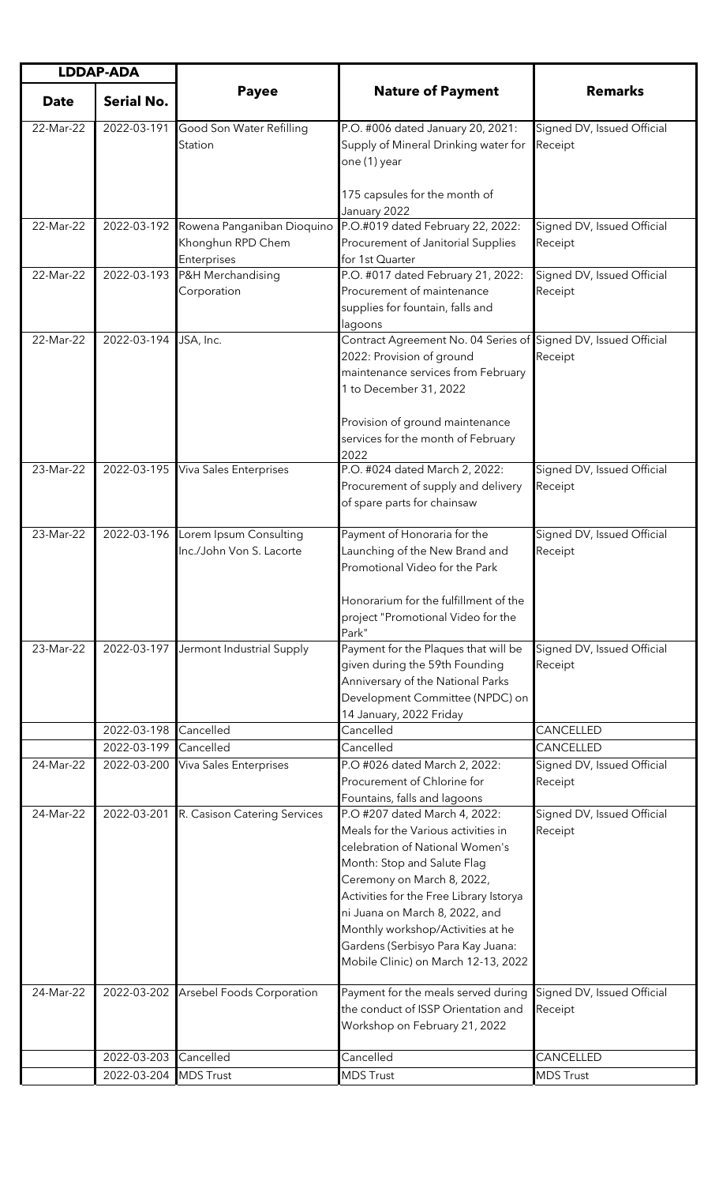| LDDAP-ADA | | Payee | Nature of Payment | Remarks |
|---|---|---|---|---|
| Date | Serial No. | | | |
| 22-Mar-22 | 2022-03-191 | Good Son Water Refilling Station | P.O. #006 dated January 20, 2021: Supply of Mineral Drinking water for one (1) year<br><br>175 capsules for the month of January 2022 | Signed DV, Issued Official Receipt |
| 22-Mar-22 | 2022-03-192 | Rowena Panganiban Dioquino Khonghun RPD Chem Enterprises | P.O.#019 dated February 22, 2022: Procurement of Janitorial Supplies for 1st Quarter | Signed DV, Issued Official Receipt |
| 22-Mar-22 | 2022-03-193 | P&H Merchandising Corporation | P.O. #017 dated February 21, 2022: Procurement of maintenance supplies for fountain, falls and lagoons | Signed DV, Issued Official Receipt |
| 22-Mar-22 | 2022-03-194 | JSA, Inc. | Contract Agreement No. 04 Series of 2022: Provision of ground maintenance services from February 1 to December 31, 2022<br><br>Provision of ground maintenance services for the month of February 2022 | Signed DV, Issued Official Receipt |
| 23-Mar-22 | 2022-03-195 | Viva Sales Enterprises | P.O. #024 dated March 2, 2022: Procurement of supply and delivery of spare parts for chainsaw | Signed DV, Issued Official Receipt |
| 23-Mar-22 | 2022-03-196 | Lorem Ipsum Consulting Inc./John Von S. Lacorte | Payment of Honoraria for the Launching of the New Brand and Promotional Video for the Park<br><br>Honorarium for the fulfillment of the project "Promotional Video for the Park" | Signed DV, Issued Official Receipt |
| 23-Mar-22 | 2022-03-197 | Jermont Industrial Supply | Payment for the Plaques that will be given during the 59th Founding Anniversary of the National Parks Development Committee (NPDC) on 14 January, 2022 Friday | Signed DV, Issued Official Receipt |
| | 2022-03-198 | Cancelled | Cancelled | CANCELLED |
| | 2022-03-199 | Cancelled | Cancelled | CANCELLED |
| 24-Mar-22 | 2022-03-200 | Viva Sales Enterprises | P.O #026 dated March 2, 2022: Procurement of Chlorine for Fountains, falls and lagoons | Signed DV, Issued Official Receipt |
| 24-Mar-22 | 2022-03-201 | R. Casison Catering Services | P.O #207 dated March 4, 2022: Meals for the Various activities in celebration of National Women's Month: Stop and Salute Flag Ceremony on March 8, 2022, Activities for the Free Library Istorya ni Juana on March 8, 2022, and Monthly workshop/Activities at he Gardens (Serbisyo Para Kay Juana: Mobile Clinic) on March 12-13, 2022 | Signed DV, Issued Official Receipt |
| 24-Mar-22 | 2022-03-202 | Arsebel Foods Corporation | Payment for the meals served during the conduct of ISSP Orientation and Workshop on February 21, 2022 | Signed DV, Issued Official Receipt |
| | 2022-03-203 | Cancelled | Cancelled | CANCELLED |
| | 2022-03-204 | MDS Trust | MDS Trust | MDS Trust |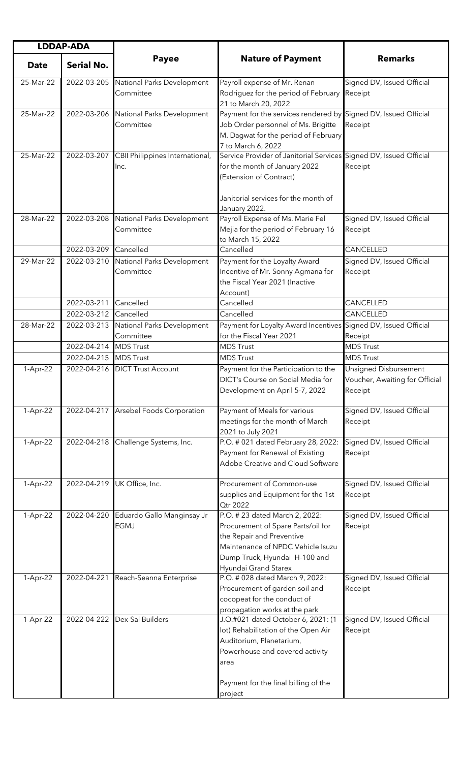| LDDAP-ADA | | Payee | Nature of Payment | Remarks |
|---|---|---|---|---|
| Date | Serial No. | | | |
| 25-Mar-22 | 2022-03-205 | National Parks Development Committee | Payroll expense of Mr. Renan Rodriguez for the period of February 21 to March 20, 2022 | Signed DV, Issued Official Receipt |
| 25-Mar-22 | 2022-03-206 | National Parks Development Committee | Payment for the services rendered by Job Order personnel of Ms. Brigitte M. Dagwat for the period of February 7 to March 6, 2022 | Signed DV, Issued Official Receipt |
| 25-Mar-22 | 2022-03-207 | CBII Philippines International, Inc. | Service Provider of Janitorial Services for the month of January 2022 (Extension of Contract)<br><br>Janitorial services for the month of January 2022. | Signed DV, Issued Official Receipt |
| 28-Mar-22 | 2022-03-208 | National Parks Development Committee | Payroll Expense of Ms. Marie Fel Mejia for the period of February 16 to March 15, 2022 | Signed DV, Issued Official Receipt |
| | 2022-03-209 | Cancelled | Cancelled | CANCELLED |
| 29-Mar-22 | 2022-03-210 | National Parks Development Committee | Payment for the Loyalty Award Incentive of Mr. Sonny Agmana for the Fiscal Year 2021 (Inactive Account) | Signed DV, Issued Official Receipt |
| | 2022-03-211 | Cancelled | Cancelled | CANCELLED |
| | 2022-03-212 | Cancelled | Cancelled | CANCELLED |
| 28-Mar-22 | 2022-03-213 | National Parks Development Committee | Payment for Loyalty Award Incentives for the Fiscal Year 2021 | Signed DV, Issued Official Receipt |
| | 2022-04-214 | MDS Trust | MDS Trust | MDS Trust |
| | 2022-04-215 | MDS Trust | MDS Trust | MDS Trust |
| 1-Apr-22 | 2022-04-216 | DICT Trust Account | Payment for the Participation to the DICT's Course on Social Media for Development on April 5-7, 2022 | Unsigned Disbursement Voucher, Awaiting for Official Receipt |
| 1-Apr-22 | 2022-04-217 | Arsebel Foods Corporation | Payment of Meals for various meetings for the month of March 2021 to July 2021 | Signed DV, Issued Official Receipt |
| 1-Apr-22 | 2022-04-218 | Challenge Systems, Inc. | P.O. # 021 dated February 28, 2022: Payment for Renewal of Existing Adobe Creative and Cloud Software | Signed DV, Issued Official Receipt |
| 1-Apr-22 | 2022-04-219 | UK Office, Inc. | Procurement of Common-use supplies and Equipment for the 1st Qtr 2022 | Signed DV, Issued Official Receipt |
| 1-Apr-22 | 2022-04-220 | Eduardo Gallo Manginsay Jr EGMJ | P.O. # 23 dated March 2, 2022: Procurement of Spare Parts/oil for the Repair and Preventive Maintenance of NPDC Vehicle Isuzu Dump Truck, Hyundai H-100 and Hyundai Grand Starex | Signed DV, Issued Official Receipt |
| 1-Apr-22 | 2022-04-221 | Reach-Seanna Enterprise | P.O. # 028 dated March 9, 2022: Procurement of garden soil and cocopeat for the conduct of propagation works at the park | Signed DV, Issued Official Receipt |
| 1-Apr-22 | 2022-04-222 | Dex-Sal Builders | J.O.#021 dated October 6, 2021: (1 lot) Rehabilitation of the Open Air Auditorium, Planetarium, Powerhouse and covered activity area<br><br>Payment for the final billing of the project | Signed DV, Issued Official Receipt |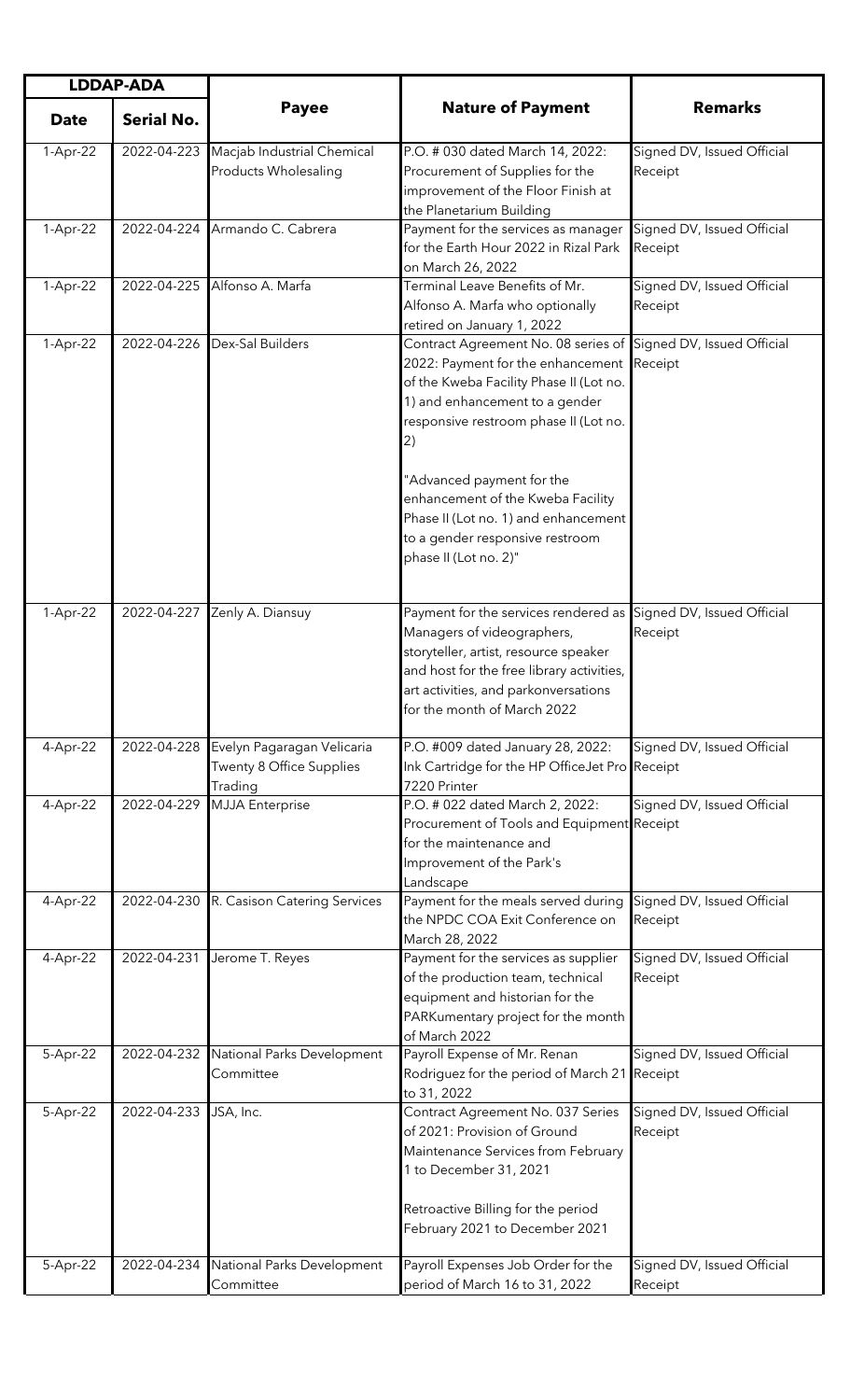| LDDAP-ADA | | Payee | Nature of Payment | Remarks |
|---|---|---|---|---|
| Date | Serial No. | | | |
| 1-Apr-22 | 2022-04-223 | Macjab Industrial Chemical Products Wholesaling | P.O. # 030 dated March 14, 2022: Procurement of Supplies for the improvement of the Floor Finish at the Planetarium Building | Signed DV, Issued Official Receipt |
| 1-Apr-22 | 2022-04-224 | Armando C. Cabrera | Payment for the services as manager for the Earth Hour 2022 in Rizal Park on March 26, 2022 | Signed DV, Issued Official Receipt |
| 1-Apr-22 | 2022-04-225 | Alfonso A. Marfa | Terminal Leave Benefits of Mr. Alfonso A. Marfa who optionally retired on January 1, 2022 | Signed DV, Issued Official Receipt |
| 1-Apr-22 | 2022-04-226 | Dex-Sal Builders | Contract Agreement No. 08 series of 2022: Payment for the enhancement of the Kweba Facility Phase II (Lot no. 1) and enhancement to a gender responsive restroom phase II (Lot no. 2)<br><br>"Advanced payment for the enhancement of the Kweba Facility Phase II (Lot no. 1) and enhancement to a gender responsive restroom phase II (Lot no. 2)" | Signed DV, Issued Official Receipt |
| 1-Apr-22 | 2022-04-227 | Zenly A. Diansuy | Payment for the services rendered as Managers of videographers, storyteller, artist, resource speaker and host for the free library activities, art activities, and parkonversations for the month of March 2022 | Signed DV, Issued Official Receipt |
| 4-Apr-22 | 2022-04-228 | Evelyn Pagaragan Velicaria Twenty 8 Office Supplies Trading | P.O. #009 dated January 28, 2022: Ink Cartridge for the HP OfficeJet Pro 7220 Printer | Signed DV, Issued Official Receipt |
| 4-Apr-22 | 2022-04-229 | MJJA Enterprise | P.O. # 022 dated March 2, 2022: Procurement of Tools and Equipment for the maintenance and Improvement of the Park's Landscape | Signed DV, Issued Official Receipt |
| 4-Apr-22 | 2022-04-230 | R. Casison Catering Services | Payment for the meals served during the NPDC COA Exit Conference on March 28, 2022 | Signed DV, Issued Official Receipt |
| 4-Apr-22 | 2022-04-231 | Jerome T. Reyes | Payment for the services as supplier of the production team, technical equipment and historian for the PARKumentary project for the month of March 2022 | Signed DV, Issued Official Receipt |
| 5-Apr-22 | 2022-04-232 | National Parks Development Committee | Payroll Expense of Mr. Renan Rodriguez for the period of March 21 to 31, 2022 | Signed DV, Issued Official Receipt |
| 5-Apr-22 | 2022-04-233 | JSA, Inc. | Contract Agreement No. 037 Series of 2021: Provision of Ground Maintenance Services from February 1 to December 31, 2021<br><br>Retroactive Billing for the period February 2021 to December 2021 | Signed DV, Issued Official Receipt |
| 5-Apr-22 | 2022-04-234 | National Parks Development Committee | Payroll Expenses Job Order for the period of March 16 to 31, 2022 | Signed DV, Issued Official Receipt |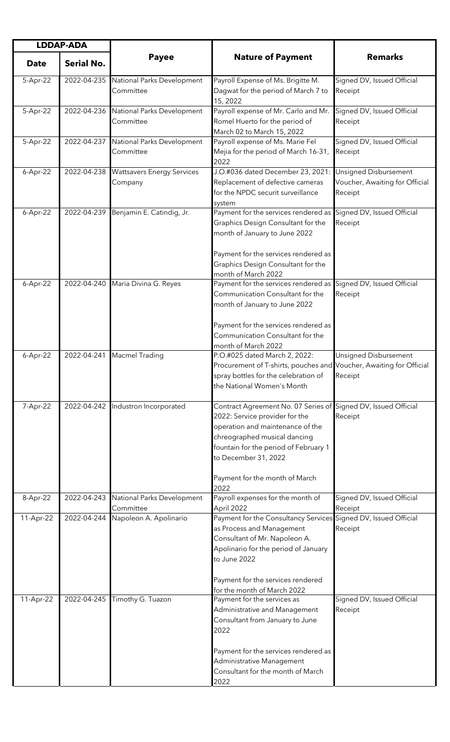| LDDAP-ADA | | Payee | Nature of Payment | Remarks |
|---|---|---|---|---|
| Date | Serial No. | | | |
| 5-Apr-22 | 2022-04-235 | National Parks Development Committee | Payroll Expense of Ms. Brigitte M. Dagwat for the period of March 7 to 15, 2022 | Signed DV, Issued Official Receipt |
| 5-Apr-22 | 2022-04-236 | National Parks Development Committee | Payroll expense of Mr. Carlo and Mr. Romel Huerto for the period of March 02 to March 15, 2022 | Signed DV, Issued Official Receipt |
| 5-Apr-22 | 2022-04-237 | National Parks Development Committee | Payroll expense of Ms. Marie Fel Mejia for the period of March 16-31, 2022 | Signed DV, Issued Official Receipt |
| 6-Apr-22 | 2022-04-238 | Wattsavers Energy Services Company | J.O.#036 dated December 23, 2021: Replacement of defective cameras for the NPDC securit surveillance system | Unsigned Disbursement Voucher, Awaiting for Official Receipt |
| 6-Apr-22 | 2022-04-239 | Benjamin E. Catindig, Jr. | Payment for the services rendered as Graphics Design Consultant for the month of January to June 2022<br><br>Payment for the services rendered as Graphics Design Consultant for the month of March 2022 | Signed DV, Issued Official Receipt |
| 6-Apr-22 | 2022-04-240 | Maria Divina G. Reyes | Payment for the services rendered as Communication Consultant for the month of January to June 2022<br><br>Payment for the services rendered as Communication Consultant for the month of March 2022 | Signed DV, Issued Official Receipt |
| 6-Apr-22 | 2022-04-241 | Macmel Trading | P.O.#025 dated March 2, 2022: Procurement of T-shirts, pouches and spray bottles for the celebration of the National Women's Month | Unsigned Disbursement Voucher, Awaiting for Official Receipt |
| 7-Apr-22 | 2022-04-242 | Industron Incorporated | Contract Agreement No. 07 Series of 2022: Service provider for the operation and maintenance of the chreographed musical dancing fountain for the period of February 1 to December 31, 2022<br><br>Payment for the month of March 2022 | Signed DV, Issued Official Receipt |
| 8-Apr-22 | 2022-04-243 | National Parks Development Committee | Payroll expenses for the month of April 2022 | Signed DV, Issued Official Receipt |
| 11-Apr-22 | 2022-04-244 | Napoleon A. Apolinario | Payment for the Consultancy Services as Process and Management Consultant of Mr. Napoleon A. Apolinario for the period of January to June 2022<br><br>Payment for the services rendered for the month of March 2022 | Signed DV, Issued Official Receipt |
| 11-Apr-22 | 2022-04-245 | Timothy G. Tuazon | Payment for the services as Administrative and Management Consultant from January to June 2022<br><br>Payment for the services rendered as Administrative Management Consultant for the month of March 2022 | Signed DV, Issued Official Receipt |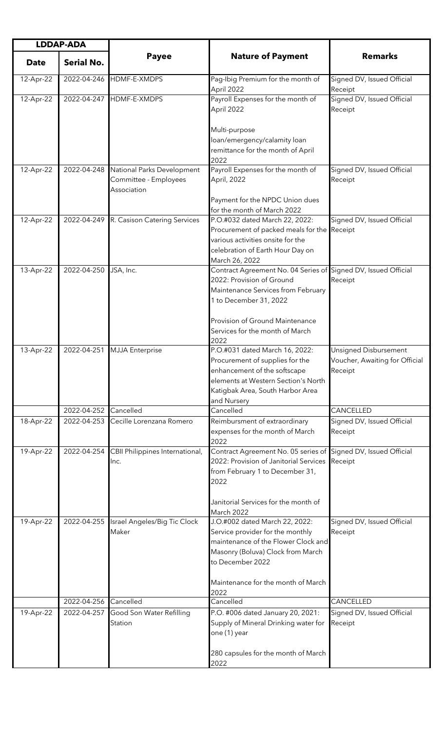| LDDAP-ADA | | Payee | Nature of Payment | Remarks |
|---|---|---|---|---|
| Date | Serial No. | | | |
| 12-Apr-22 | 2022-04-246 | HDMF-E-XMDPS | Pag-Ibig Premium for the month of April 2022 | Signed DV, Issued Official Receipt |
| 12-Apr-22 | 2022-04-247 | HDMF-E-XMDPS | Payroll Expenses for the month of April 2022<br><br>Multi-purpose loan/emergency/calamity loan remittance for the month of April 2022 | Signed DV, Issued Official Receipt |
| 12-Apr-22 | 2022-04-248 | National Parks Development Committee - Employees Association | Payroll Expenses for the month of April, 2022<br><br>Payment for the NPDC Union dues for the month of March 2022 | Signed DV, Issued Official Receipt |
| 12-Apr-22 | 2022-04-249 | R. Casison Catering Services | P.O.#032 dated March 22, 2022: Procurement of packed meals for the various activities onsite for the celebration of Earth Hour Day on March 26, 2022 | Signed DV, Issued Official Receipt |
| 13-Apr-22 | 2022-04-250 | JSA, Inc. | Contract Agreement No. 04 Series of 2022: Provision of Ground Maintenance Services from February 1 to December 31, 2022<br><br>Provision of Ground Maintenance Services for the month of March 2022 | Signed DV, Issued Official Receipt |
| 13-Apr-22 | 2022-04-251 | MJJA Enterprise | P.O.#031 dated March 16, 2022: Procurement of supplies for the enhancement of the softscape elements at Western Section's North Katigbak Area, South Harbor Area and Nursery | Unsigned Disbursement Voucher, Awaiting for Official Receipt |
| | 2022-04-252 | Cancelled | Cancelled | CANCELLED |
| 18-Apr-22 | 2022-04-253 | Cecille Lorenzana Romero | Reimbursment of extraordinary expenses for the month of March 2022 | Signed DV, Issued Official Receipt |
| 19-Apr-22 | 2022-04-254 | CBII Philippines International, Inc. | Contract Agreement No. 05 series of 2022: Provision of Janitorial Services from February 1 to December 31, 2022<br><br>Janitorial Services for the month of March 2022 | Signed DV, Issued Official Receipt |
| 19-Apr-22 | 2022-04-255 | Israel Angeles/Big Tic Clock Maker | J.O.#002 dated March 22, 2022: Service provider for the monthly maintenance of the Flower Clock and Masonry (Boluva) Clock from March to December 2022<br><br>Maintenance for the month of March 2022 | Signed DV, Issued Official Receipt |
| | 2022-04-256 | Cancelled | Cancelled | CANCELLED |
| 19-Apr-22 | 2022-04-257 | Good Son Water Refilling Station | P.O. #006 dated January 20, 2021: Supply of Mineral Drinking water for one (1) year<br><br>280 capsules for the month of March 2022 | Signed DV, Issued Official Receipt |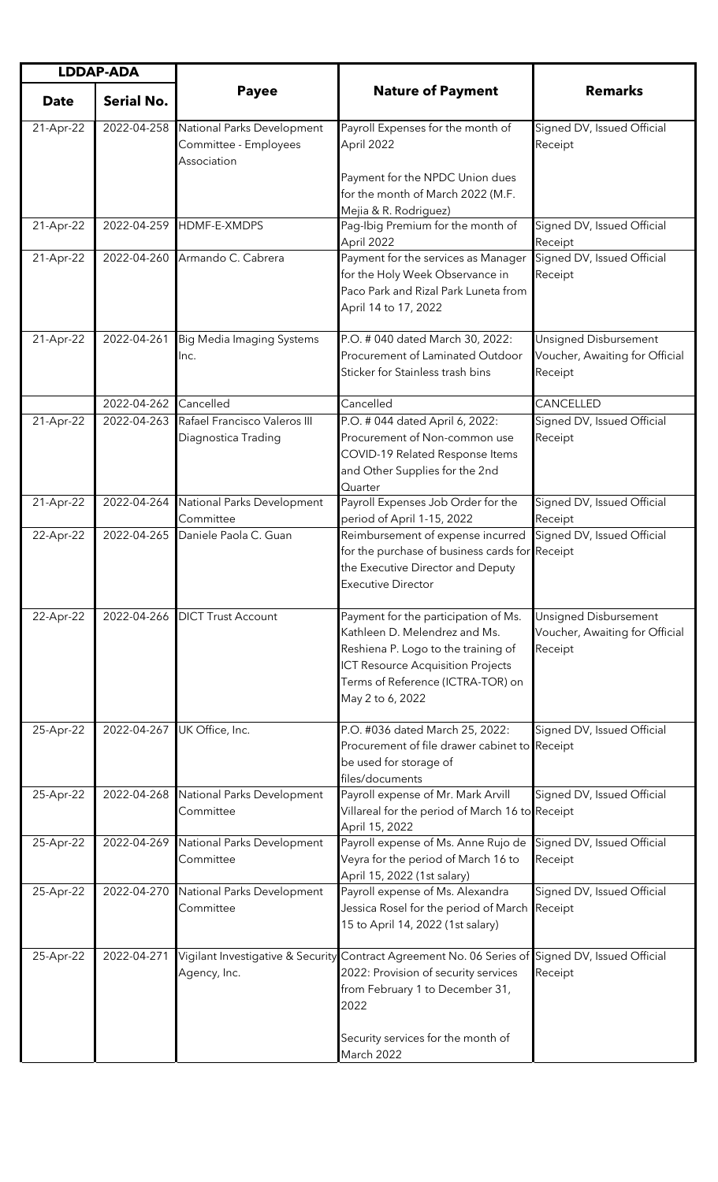| LDDAP-ADA | | Payee | Nature of Payment | Remarks |
|---|---|---|---|---|
| Date | Serial No. | | | |
| 21-Apr-22 | 2022-04-258 | National Parks Development Committee - Employees Association | Payroll Expenses for the month of April 2022<br><br>Payment for the NPDC Union dues for the month of March 2022 (M.F. Mejia & R. Rodriguez) | Signed DV, Issued Official Receipt |
| 21-Apr-22 | 2022-04-259 | HDMF-E-XMDPS | Pag-Ibig Premium for the month of April 2022 | Signed DV, Issued Official Receipt |
| 21-Apr-22 | 2022-04-260 | Armando C. Cabrera | Payment for the services as Manager for the Holy Week Observance in Paco Park and Rizal Park Luneta from April 14 to 17, 2022 | Signed DV, Issued Official Receipt |
| 21-Apr-22 | 2022-04-261 | Big Media Imaging Systems Inc. | P.O. # 040 dated March 30, 2022: Procurement of Laminated Outdoor Sticker for Stainless trash bins | Unsigned Disbursement Voucher, Awaiting for Official Receipt |
| | 2022-04-262 | Cancelled | Cancelled | CANCELLED |
| 21-Apr-22 | 2022-04-263 | Rafael Francisco Valeros III Diagnostica Trading | P.O. # 044 dated April 6, 2022: Procurement of Non-common use COVID-19 Related Response Items and Other Supplies for the 2nd Quarter | Signed DV, Issued Official Receipt |
| 21-Apr-22 | 2022-04-264 | National Parks Development Committee | Payroll Expenses Job Order for the period of April 1-15, 2022 | Signed DV, Issued Official Receipt |
| 22-Apr-22 | 2022-04-265 | Daniele Paola C. Guan | Reimbursement of expense incurred for the purchase of business cards for the Executive Director and Deputy Executive Director | Signed DV, Issued Official Receipt |
| 22-Apr-22 | 2022-04-266 | DICT Trust Account | Payment for the participation of Ms. Kathleen D. Melendrez and Ms. Reshiena P. Logo to the training of ICT Resource Acquisition Projects Terms of Reference (ICTRA-TOR) on May 2 to 6, 2022 | Unsigned Disbursement Voucher, Awaiting for Official Receipt |
| 25-Apr-22 | 2022-04-267 | UK Office, Inc. | P.O. #036 dated March 25, 2022: Procurement of file drawer cabinet to be used for storage of files/documents | Signed DV, Issued Official Receipt |
| 25-Apr-22 | 2022-04-268 | National Parks Development Committee | Payroll expense of Mr. Mark Arvill Villareal for the period of March 16 to April 15, 2022 | Signed DV, Issued Official Receipt |
| 25-Apr-22 | 2022-04-269 | National Parks Development Committee | Payroll expense of Ms. Anne Rujo de Veyra for the period of March 16 to April 15, 2022 (1st salary) | Signed DV, Issued Official Receipt |
| 25-Apr-22 | 2022-04-270 | National Parks Development Committee | Payroll expense of Ms. Alexandra Jessica Rosel for the period of March 15 to April 14, 2022 (1st salary) | Signed DV, Issued Official Receipt |
| 25-Apr-22 | 2022-04-271 | Vigilant Investigative & Security Agency, Inc. | Contract Agreement No. 06 Series of 2022: Provision of security services from February 1 to December 31, 2022<br><br>Security services for the month of March 2022 | Signed DV, Issued Official Receipt |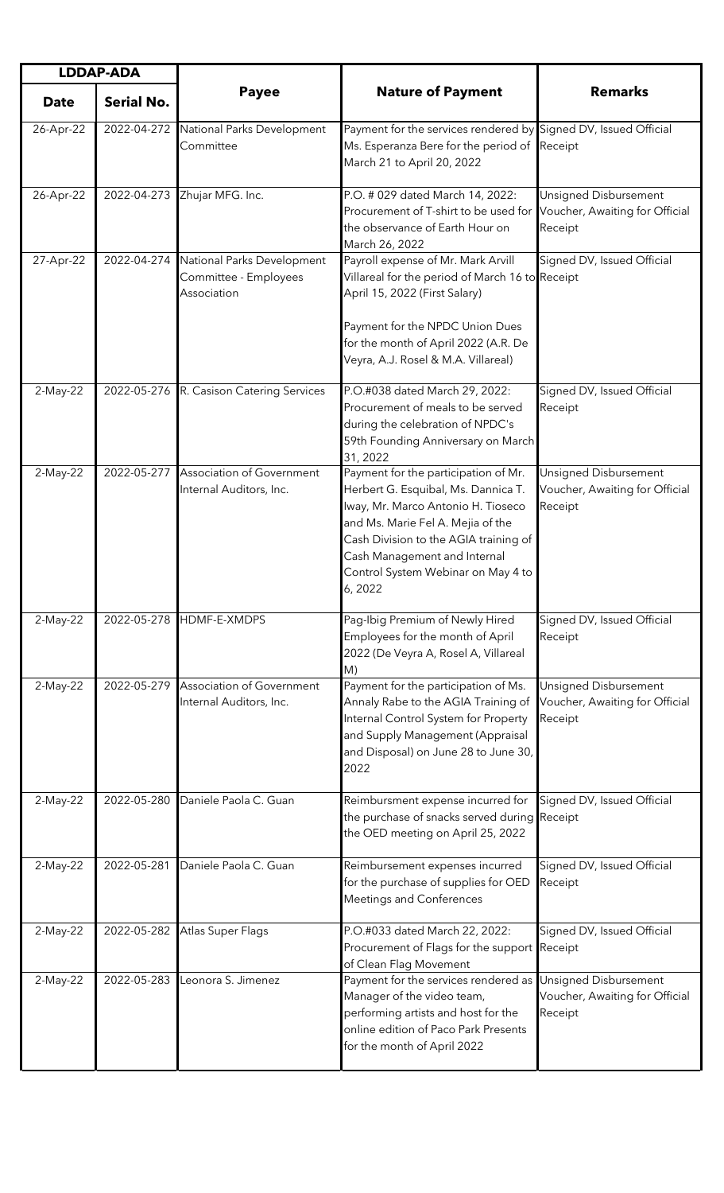| LDDAP-ADA | | Payee | Nature of Payment | Remarks |
|---|---|---|---|---|
| Date | Serial No. | | | |
| 26-Apr-22 | 2022-04-272 | National Parks Development Committee | Payment for the services rendered by Ms. Esperanza Bere for the period of March 21 to April 20, 2022 | Signed DV, Issued Official Receipt |
| 26-Apr-22 | 2022-04-273 | Zhujar MFG. Inc. | P.O. # 029 dated March 14, 2022: Procurement of T-shirt to be used for the observance of Earth Hour on March 26, 2022 | Unsigned Disbursement Voucher, Awaiting for Official Receipt |
| 27-Apr-22 | 2022-04-274 | National Parks Development Committee - Employees Association | Payroll expense of Mr. Mark Arvill Villareal for the period of March 16 to April 15, 2022 (First Salary)<br><br>Payment for the NPDC Union Dues for the month of April 2022 (A.R. De Veyra, A.J. Rosel & M.A. Villareal) | Signed DV, Issued Official Receipt |
| 2-May-22 | 2022-05-276 | R. Casison Catering Services | P.O.#038 dated March 29, 2022: Procurement of meals to be served during the celebration of NPDC's 59th Founding Anniversary on March 31, 2022 | Signed DV, Issued Official Receipt |
| 2-May-22 | 2022-05-277 | Association of Government Internal Auditors, Inc. | Payment for the participation of Mr. Herbert G. Esquibal, Ms. Dannica T. Iway, Mr. Marco Antonio H. Tioseco and Ms. Marie Fel A. Mejia of the Cash Division to the AGIA training of Cash Management and Internal Control System Webinar on May 4 to 6, 2022 | Unsigned Disbursement Voucher, Awaiting for Official Receipt |
| 2-May-22 | 2022-05-278 | HDMF-E-XMDPS | Pag-Ibig Premium of Newly Hired Employees for the month of April 2022 (De Veyra A, Rosel A, Villareal M) | Signed DV, Issued Official Receipt |
| 2-May-22 | 2022-05-279 | Association of Government Internal Auditors, Inc. | Payment for the participation of Ms. Annaly Rabe to the AGIA Training of Internal Control System for Property and Supply Management (Appraisal and Disposal) on June 28 to June 30, 2022 | Unsigned Disbursement Voucher, Awaiting for Official Receipt |
| 2-May-22 | 2022-05-280 | Daniele Paola C. Guan | Reimbursment expense incurred for the purchase of snacks served during the OED meeting on April 25, 2022 | Signed DV, Issued Official Receipt |
| 2-May-22 | 2022-05-281 | Daniele Paola C. Guan | Reimbursement expenses incurred for the purchase of supplies for OED Meetings and Conferences | Signed DV, Issued Official Receipt |
| 2-May-22 | 2022-05-282 | Atlas Super Flags | P.O.#033 dated March 22, 2022: Procurement of Flags for the support of Clean Flag Movement | Signed DV, Issued Official Receipt |
| 2-May-22 | 2022-05-283 | Leonora S. Jimenez | Payment for the services rendered as Manager of the video team, performing artists and host for the online edition of Paco Park Presents for the month of April 2022 | Unsigned Disbursement Voucher, Awaiting for Official Receipt |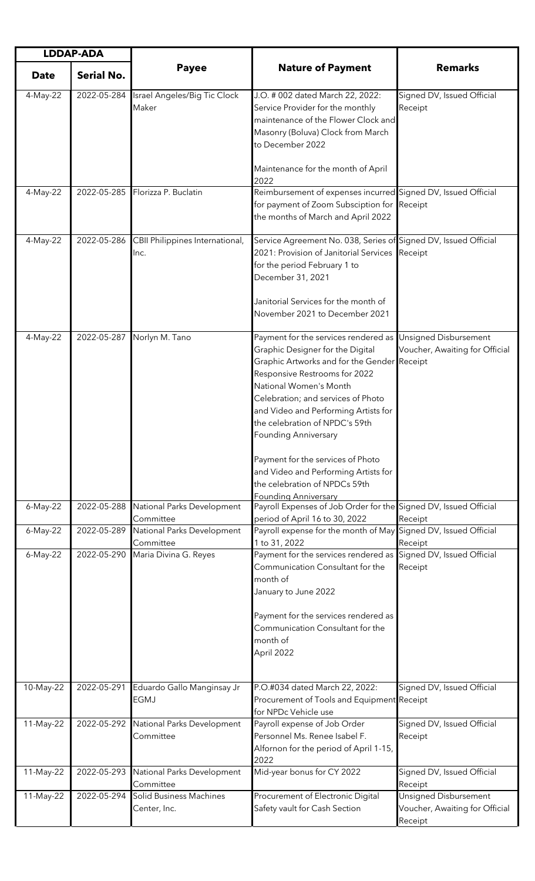| LDDAP-ADA | | Payee | Nature of Payment | Remarks |
|---|---|---|---|---|
| Date | Serial No. | | | |
| 4-May-22 | 2022-05-284 | Israel Angeles/Big Tic Clock Maker | J.O. # 002 dated March 22, 2022: Service Provider for the monthly maintenance of the Flower Clock and Masonry (Boluva) Clock from March to December 2022<br><br>Maintenance for the month of April 2022 | Signed DV, Issued Official Receipt |
| 4-May-22 | 2022-05-285 | Florizza P. Buclatin | Reimbursement of expenses incurred for payment of Zoom Subsciption for the months of March and April 2022 | Signed DV, Issued Official Receipt |
| 4-May-22 | 2022-05-286 | CBII Philippines International, Inc. | Service Agreement No. 038, Series of 2021: Provision of Janitorial Services for the period February 1 to December 31, 2021<br><br>Janitorial Services for the month of November 2021 to December 2021 | Signed DV, Issued Official Receipt |
| 4-May-22 | 2022-05-287 | Norlyn M. Tano | Payment for the services rendered as Graphic Designer for the Digital Graphic Artworks and for the Gender Responsive Restrooms for 2022 National Women's Month Celebration; and services of Photo and Video and Performing Artists for the celebration of NPDC's 59th Founding Anniversary<br><br>Payment for the services of Photo and Video and Performing Artists for the celebration of NPDCs 59th Founding Anniversary | Unsigned Disbursement Voucher, Awaiting for Official Receipt |
| 6-May-22 | 2022-05-288 | National Parks Development Committee | Payroll Expenses of Job Order for the period of April 16 to 30, 2022 | Signed DV, Issued Official Receipt |
| 6-May-22 | 2022-05-289 | National Parks Development Committee | Payroll expense for the month of May 1 to 31, 2022 | Signed DV, Issued Official Receipt |
| 6-May-22 | 2022-05-290 | Maria Divina G. Reyes | Payment for the services rendered as Communication Consultant for the month of<br>January to June 2022<br><br>Payment for the services rendered as Communication Consultant for the month of<br>April 2022 | Signed DV, Issued Official Receipt |
| 10-May-22 | 2022-05-291 | Eduardo Gallo Manginsay Jr EGMJ | P.O.#034 dated March 22, 2022: Procurement of Tools and Equipment for NPDc Vehicle use | Signed DV, Issued Official Receipt |
| 11-May-22 | 2022-05-292 | National Parks Development Committee | Payroll expense of Job Order Personnel Ms. Renee Isabel F. Alfornon for the period of April 1-15, 2022 | Signed DV, Issued Official Receipt |
| 11-May-22 | 2022-05-293 | National Parks Development Committee | Mid-year bonus for CY 2022 | Signed DV, Issued Official Receipt |
| 11-May-22 | 2022-05-294 | Solid Business Machines Center, Inc. | Procurement of Electronic Digital Safety vault for Cash Section | Unsigned Disbursement Voucher, Awaiting for Official Receipt |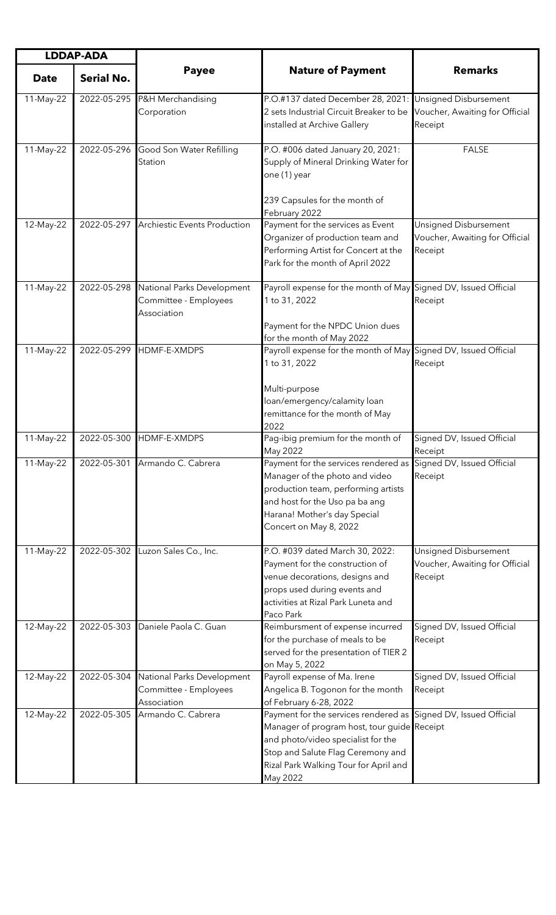| LDDAP-ADA | | Payee | Nature of Payment | Remarks |
|---|---|---|---|---|
| Date | Serial No. | | | |
| 11-May-22 | 2022-05-295 | P&H Merchandising Corporation | P.O.#137 dated December 28, 2021: 2 sets Industrial Circuit Breaker to be installed at Archive Gallery | Unsigned Disbursement Voucher, Awaiting for Official Receipt |
| 11-May-22 | 2022-05-296 | Good Son Water Refilling Station | P.O. #006 dated January 20, 2021: Supply of Mineral Drinking Water for one (1) year<br><br>239 Capsules for the month of February 2022 | FALSE |
| 12-May-22 | 2022-05-297 | Archiestic Events Production | Payment for the services as Event Organizer of production team and Performing Artist for Concert at the Park for the month of April 2022 | Unsigned Disbursement Voucher, Awaiting for Official Receipt |
| 11-May-22 | 2022-05-298 | National Parks Development Committee - Employees Association | Payroll expense for the month of May 1 to 31, 2022<br><br>Payment for the NPDC Union dues for the month of May 2022 | Signed DV, Issued Official Receipt |
| 11-May-22 | 2022-05-299 | HDMF-E-XMDPS | Payroll expense for the month of May 1 to 31, 2022<br><br>Multi-purpose loan/emergency/calamity loan remittance for the month of May 2022 | Signed DV, Issued Official Receipt |
| 11-May-22 | 2022-05-300 | HDMF-E-XMDPS | Pag-ibig premium for the month of May 2022 | Signed DV, Issued Official Receipt |
| 11-May-22 | 2022-05-301 | Armando C. Cabrera | Payment for the services rendered as Manager of the photo and video production team, performing artists and host for the Uso pa ba ang Harana! Mother's day Special Concert on May 8, 2022 | Signed DV, Issued Official Receipt |
| 11-May-22 | 2022-05-302 | Luzon Sales Co., Inc. | P.O. #039 dated March 30, 2022: Payment for the construction of venue decorations, designs and props used during events and activities at Rizal Park Luneta and Paco Park | Unsigned Disbursement Voucher, Awaiting for Official Receipt |
| 12-May-22 | 2022-05-303 | Daniele Paola C. Guan | Reimbursment of expense incurred for the purchase of meals to be served for the presentation of TIER 2 on May 5, 2022 | Signed DV, Issued Official Receipt |
| 12-May-22 | 2022-05-304 | National Parks Development Committee - Employees Association | Payroll expense of Ma. Irene Angelica B. Togonon for the month of February 6-28, 2022 | Signed DV, Issued Official Receipt |
| 12-May-22 | 2022-05-305 | Armando C. Cabrera | Payment for the services rendered as Manager of program host, tour guide and photo/video specialist for the Stop and Salute Flag Ceremony and Rizal Park Walking Tour for April and May 2022 | Signed DV, Issued Official Receipt |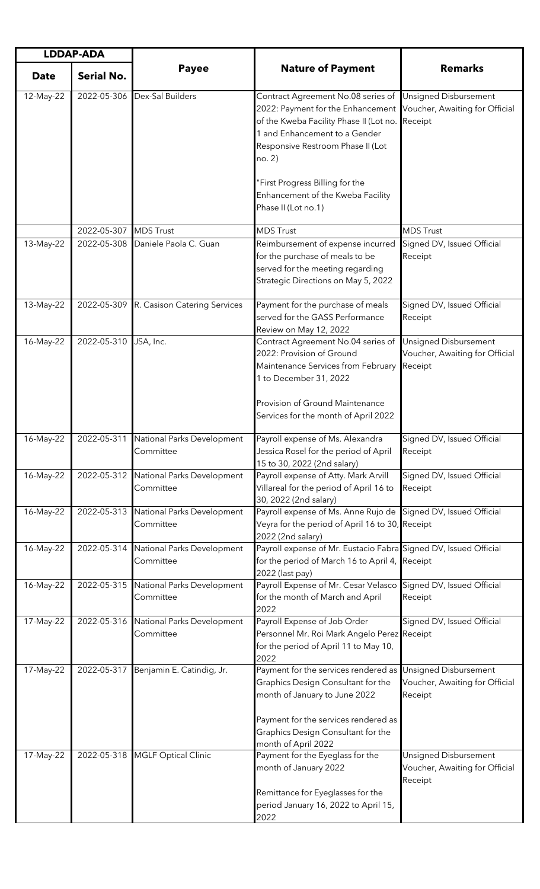| LDDAP-ADA | | Payee | Nature of Payment | Remarks |
|---|---|---|---|---|
| Date | Serial No. | | | |
| 12-May-22 | 2022-05-306 | Dex-Sal Builders | Contract Agreement No.08 series of 2022: Payment for the Enhancement of the Kweba Facility Phase II (Lot no. 1 and Enhancement to a Gender Responsive Restroom Phase II (Lot no. 2)<br><br>"First Progress Billing for the Enhancement of the Kweba Facility Phase II (Lot no.1) | Unsigned Disbursement Voucher, Awaiting for Official Receipt |
| | 2022-05-307 | MDS Trust | MDS Trust | MDS Trust |
| 13-May-22 | 2022-05-308 | Daniele Paola C. Guan | Reimbursement of expense incurred for the purchase of meals to be served for the meeting regarding Strategic Directions on May 5, 2022 | Signed DV, Issued Official Receipt |
| 13-May-22 | 2022-05-309 | R. Casison Catering Services | Payment for the purchase of meals served for the GASS Performance Review on May 12, 2022 | Signed DV, Issued Official Receipt |
| 16-May-22 | 2022-05-310 | JSA, Inc. | Contract Agreement No.04 series of 2022: Provision of Ground Maintenance Services from February 1 to December 31, 2022<br><br>Provision of Ground Maintenance Services for the month of April 2022 | Unsigned Disbursement Voucher, Awaiting for Official Receipt |
| 16-May-22 | 2022-05-311 | National Parks Development Committee | Payroll expense of Ms. Alexandra Jessica Rosel for the period of April 15 to 30, 2022 (2nd salary) | Signed DV, Issued Official Receipt |
| 16-May-22 | 2022-05-312 | National Parks Development Committee | Payroll expense of Atty. Mark Arvill Villareal for the period of April 16 to 30, 2022 (2nd salary) | Signed DV, Issued Official Receipt |
| 16-May-22 | 2022-05-313 | National Parks Development Committee | Payroll expense of Ms. Anne Rujo de Veyra for the period of April 16 to 30, 2022 (2nd salary) | Signed DV, Issued Official Receipt |
| 16-May-22 | 2022-05-314 | National Parks Development Committee | Payroll expense of Mr. Eustacio Fabra for the period of March 16 to April 4, 2022 (last pay) | Signed DV, Issued Official Receipt |
| 16-May-22 | 2022-05-315 | National Parks Development Committee | Payroll Expense of Mr. Cesar Velasco for the month of March and April 2022 | Signed DV, Issued Official Receipt |
| 17-May-22 | 2022-05-316 | National Parks Development Committee | Payroll Expense of Job Order Personnel Mr. Roi Mark Angelo Perez for the period of April 11 to May 10, 2022 | Signed DV, Issued Official Receipt |
| 17-May-22 | 2022-05-317 | Benjamin E. Catindig, Jr. | Payment for the services rendered as Graphics Design Consultant for the month of January to June 2022<br><br>Payment for the services rendered as Graphics Design Consultant for the month of April 2022 | Unsigned Disbursement Voucher, Awaiting for Official Receipt |
| 17-May-22 | 2022-05-318 | MGLF Optical Clinic | Payment for the Eyeglass for the month of January 2022<br><br>Remittance for Eyeglasses for the period January 16, 2022 to April 15, 2022 | Unsigned Disbursement Voucher, Awaiting for Official Receipt |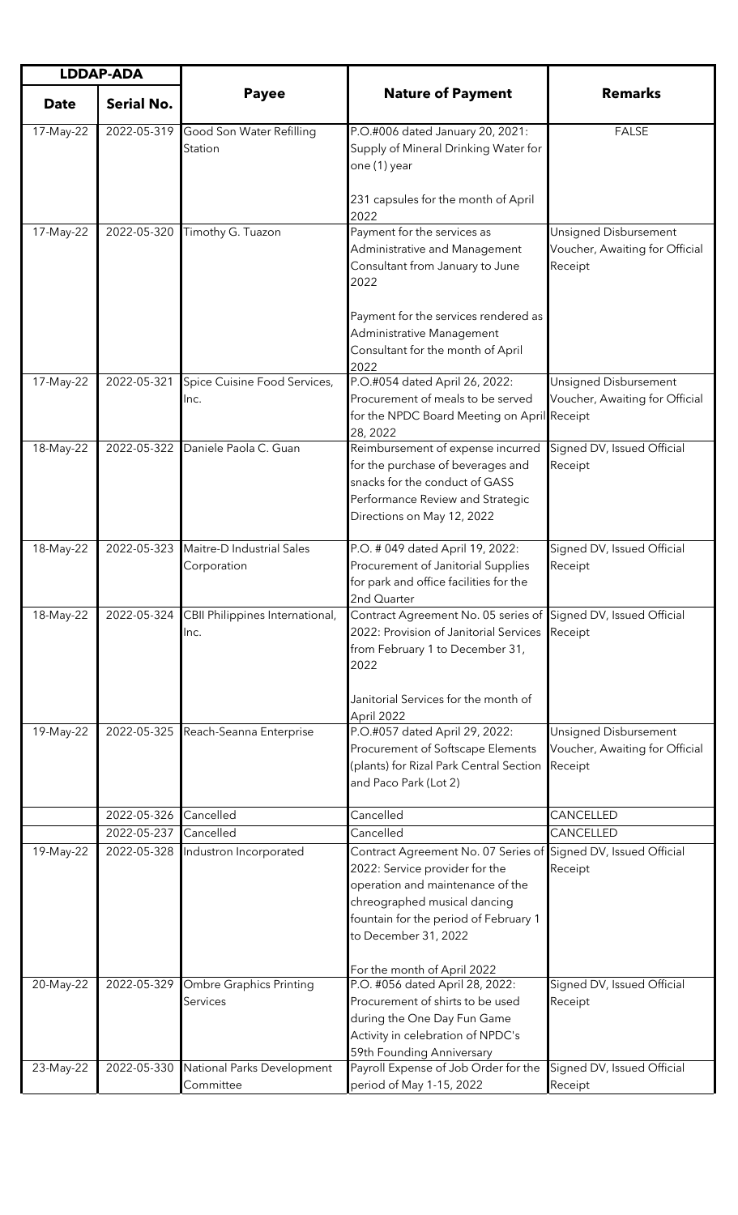| LDDAP-ADA | | Payee | Nature of Payment | Remarks |
|---|---|---|---|---|
| Date | Serial No. | | | |
| 17-May-22 | 2022-05-319 | Good Son Water Refilling Station | P.O.#006 dated January 20, 2021: Supply of Mineral Drinking Water for one (1) year<br><br>231 capsules for the month of April 2022 | FALSE |
| 17-May-22 | 2022-05-320 | Timothy G. Tuazon | Payment for the services as Administrative and Management Consultant from January to June 2022<br><br>Payment for the services rendered as Administrative Management Consultant for the month of April 2022 | Unsigned Disbursement Voucher, Awaiting for Official Receipt |
| 17-May-22 | 2022-05-321 | Spice Cuisine Food Services, Inc. | P.O.#054 dated April 26, 2022: Procurement of meals to be served for the NPDC Board Meeting on April 28, 2022 | Unsigned Disbursement Voucher, Awaiting for Official Receipt |
| 18-May-22 | 2022-05-322 | Daniele Paola C. Guan | Reimbursement of expense incurred for the purchase of beverages and snacks for the conduct of GASS Performance Review and Strategic Directions on May 12, 2022 | Signed DV, Issued Official Receipt |
| 18-May-22 | 2022-05-323 | Maitre-D Industrial Sales Corporation | P.O. # 049 dated April 19, 2022: Procurement of Janitorial Supplies for park and office facilities for the 2nd Quarter | Signed DV, Issued Official Receipt |
| 18-May-22 | 2022-05-324 | CBII Philippines International, Inc. | Contract Agreement No. 05 series of 2022: Provision of Janitorial Services from February 1 to December 31, 2022<br><br>Janitorial Services for the month of April 2022 | Signed DV, Issued Official Receipt |
| 19-May-22 | 2022-05-325 | Reach-Seanna Enterprise | P.O.#057 dated April 29, 2022: Procurement of Softscape Elements (plants) for Rizal Park Central Section and Paco Park (Lot 2) | Unsigned Disbursement Voucher, Awaiting for Official Receipt |
| | 2022-05-326 | Cancelled | Cancelled | CANCELLED |
| | 2022-05-237 | Cancelled | Cancelled | CANCELLED |
| 19-May-22 | 2022-05-328 | Industron Incorporated | Contract Agreement No. 07 Series of 2022: Service provider for the operation and maintenance of the chreographed musical dancing fountain for the period of February 1 to December 31, 2022<br><br>For the month of April 2022 | Signed DV, Issued Official Receipt |
| 20-May-22 | 2022-05-329 | Ombre Graphics Printing Services | P.O. #056 dated April 28, 2022: Procurement of shirts to be used during the One Day Fun Game Activity in celebration of NPDC's 59th Founding Anniversary | Signed DV, Issued Official Receipt |
| 23-May-22 | 2022-05-330 | National Parks Development Committee | Payroll Expense of Job Order for the period of May 1-15, 2022 | Signed DV, Issued Official Receipt |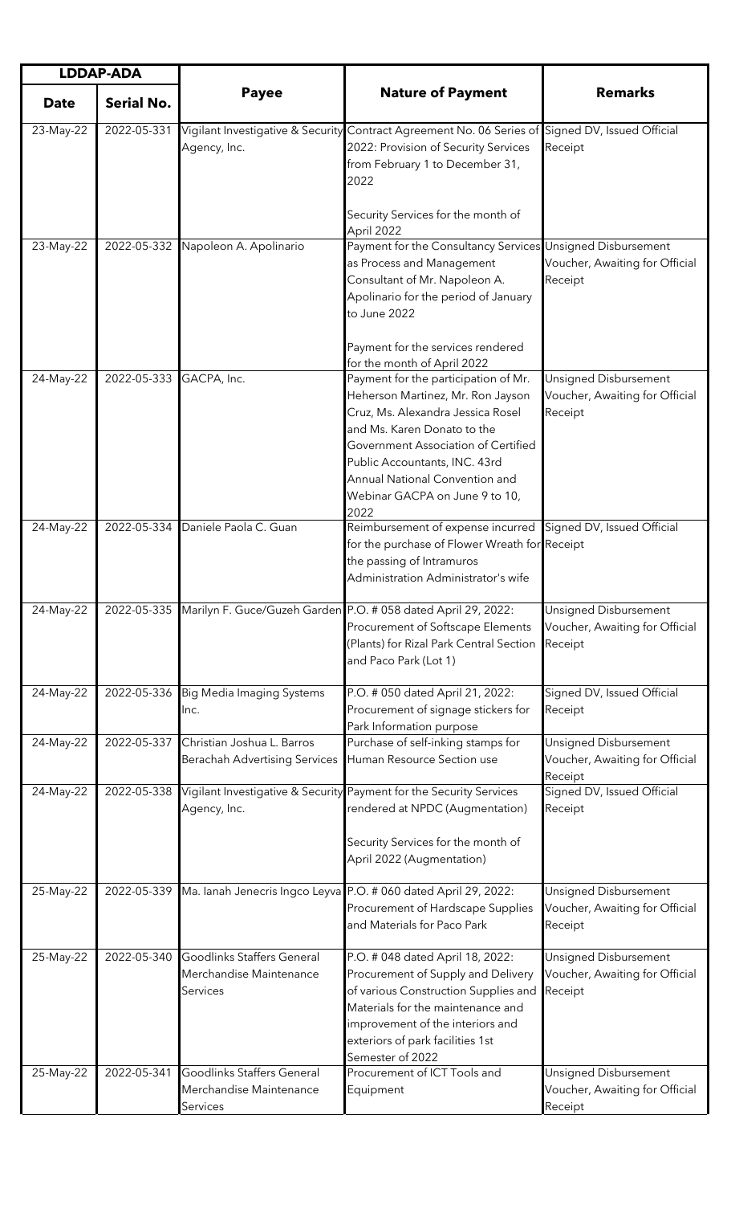| LDAP-ADA | | Payee | Nature of Payment | Remarks |
|---|---|---|---|---|
| **Date** | **Serial No.** | | | |
| 23-May-22 | 2022-05-331 | Vigilant Investigative & Security Agency, Inc. | Contract Agreement No. 06 Series of 2022: Provision of Security Services from February 1 to December 31, 2022<br><br>Security Services for the month of April 2022 | Signed DV, Issued Official Receipt |
| 23-May-22 | 2022-05-332 | Napoleon A. Apolinario | Payment for the Consultancy Services as Process and Management Consultant of Mr. Napoleon A. Apolinario for the period of January to June 2022<br><br>Payment for the services rendered for the month of April 2022 | Unsigned Disbursement Voucher, Awaiting for Official Receipt |
| 24-May-22 | 2022-05-333 | GACPA, Inc. | Payment for the participation of Mr. Heherson Martinez, Mr. Ron Jayson Cruz, Ms. Alexandra Jessica Rosel and Ms. Karen Donato to the Government Association of Certified Public Accountants, INC. 43rd Annual National Convention and Webinar GACPA on June 9 to 10, 2022 | Unsigned Disbursement Voucher, Awaiting for Official Receipt |
| 24-May-22 | 2022-05-334 | Daniele Paola C. Guan | Reimbursement of expense incurred for the purchase of Flower Wreath for the passing of Intramuros Administration Administrator's wife | Signed DV, Issued Official Receipt |
| 24-May-22 | 2022-05-335 | Marilyn F. Guce/Guzeh Garden | P.O. # 058 dated April 29, 2022: Procurement of Softscape Elements (Plants) for Rizal Park Central Section and Paco Park (Lot 1) | Unsigned Disbursement Voucher, Awaiting for Official Receipt |
| 24-May-22 | 2022-05-336 | Big Media Imaging Systems Inc. | P.O. # 050 dated April 21, 2022: Procurement of signage stickers for Park Information purpose | Signed DV, Issued Official Receipt |
| 24-May-22 | 2022-05-337 | Christian Joshua L. Barros Berachah Advertising Services | Purchase of self-inking stamps for Human Resource Section use | Unsigned Disbursement Voucher, Awaiting for Official Receipt |
| 24-May-22 | 2022-05-338 | Vigilant Investigative & Security Agency, Inc. | Payment for the Security Services rendered at NPDC (Augmentation)<br><br>Security Services for the month of April 2022 (Augmentation) | Signed DV, Issued Official Receipt |
| 25-May-22 | 2022-05-339 | Ma. Ianah Jenecris Ingco Leyva | P.O. # 060 dated April 29, 2022: Procurement of Hardscape Supplies and Materials for Paco Park | Unsigned Disbursement Voucher, Awaiting for Official Receipt |
| 25-May-22 | 2022-05-340 | Goodlinks Staffers General Merchandise Maintenance Services | P.O. # 048 dated April 18, 2022: Procurement of Supply and Delivery of various Construction Supplies and Materials for the maintenance and improvement of the interiors and exteriors of park facilities 1st Semester of 2022 | Unsigned Disbursement Voucher, Awaiting for Official Receipt |
| 25-May-22 | 2022-05-341 | Goodlinks Staffers General Merchandise Maintenance Services | Procurement of ICT Tools and Equipment | Unsigned Disbursement Voucher, Awaiting for Official Receipt |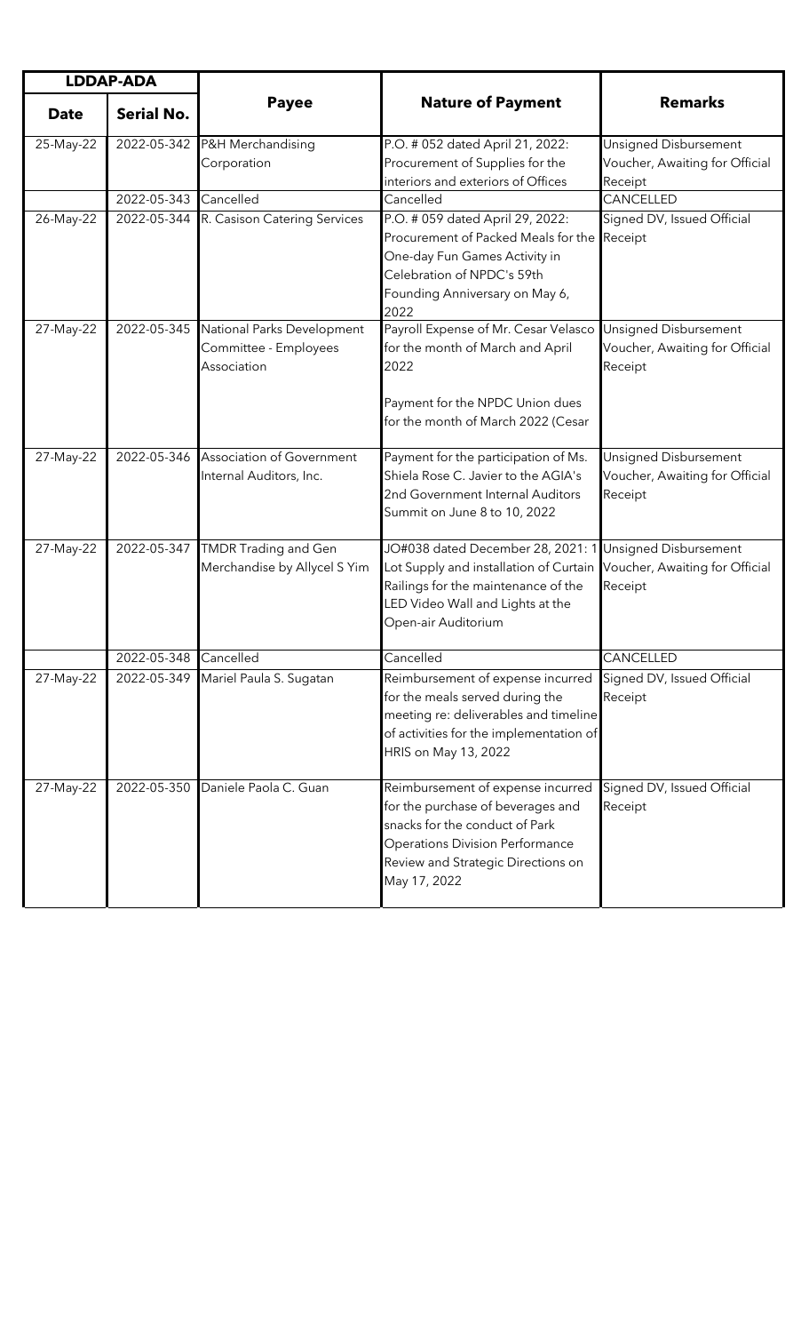| LDDAP-ADA | | Payee | Nature of Payment | Remarks |
|---|---|---|---|---|
| Date | Serial No. | | | |
| 25-May-22 | 2022-05-342 | P&H Merchandising Corporation | P.O. # 052 dated April 21, 2022: Procurement of Supplies for the interiors and exteriors of Offices | Unsigned Disbursement Voucher, Awaiting for Official Receipt |
| | 2022-05-343 | Cancelled | Cancelled | CANCELLED |
| 26-May-22 | 2022-05-344 | R. Casison Catering Services | P.O. # 059 dated April 29, 2022: Procurement of Packed Meals for the One-day Fun Games Activity in Celebration of NPDC's 59th Founding Anniversary on May 6, 2022 | Signed DV, Issued Official Receipt |
| 27-May-22 | 2022-05-345 | National Parks Development Committee - Employees Association | Payroll Expense of Mr. Cesar Velasco for the month of March and April 2022<br><br>Payment for the NPDC Union dues for the month of March 2022 (Cesar | Unsigned Disbursement Voucher, Awaiting for Official Receipt |
| 27-May-22 | 2022-05-346 | Association of Government Internal Auditors, Inc. | Payment for the participation of Ms. Shiela Rose C. Javier to the AGIA's 2nd Government Internal Auditors Summit on June 8 to 10, 2022 | Unsigned Disbursement Voucher, Awaiting for Official Receipt |
| 27-May-22 | 2022-05-347 | TMDR Trading and Gen Merchandise by Allycel S Yim | JO#038 dated December 28, 2021: 1 Lot Supply and installation of Curtain Railings for the maintenance of the LED Video Wall and Lights at the Open-air Auditorium | Unsigned Disbursement Voucher, Awaiting for Official Receipt |
| | 2022-05-348 | Cancelled | Cancelled | CANCELLED |
| 27-May-22 | 2022-05-349 | Mariel Paula S. Sugatan | Reimbursement of expense incurred for the meals served during the meeting re: deliverables and timeline of activities for the implementation of HRIS on May 13, 2022 | Signed DV, Issued Official Receipt |
| 27-May-22 | 2022-05-350 | Daniele Paola C. Guan | Reimbursement of expense incurred for the purchase of beverages and snacks for the conduct of Park Operations Division Performance Review and Strategic Directions on May 17, 2022 | Signed DV, Issued Official Receipt |